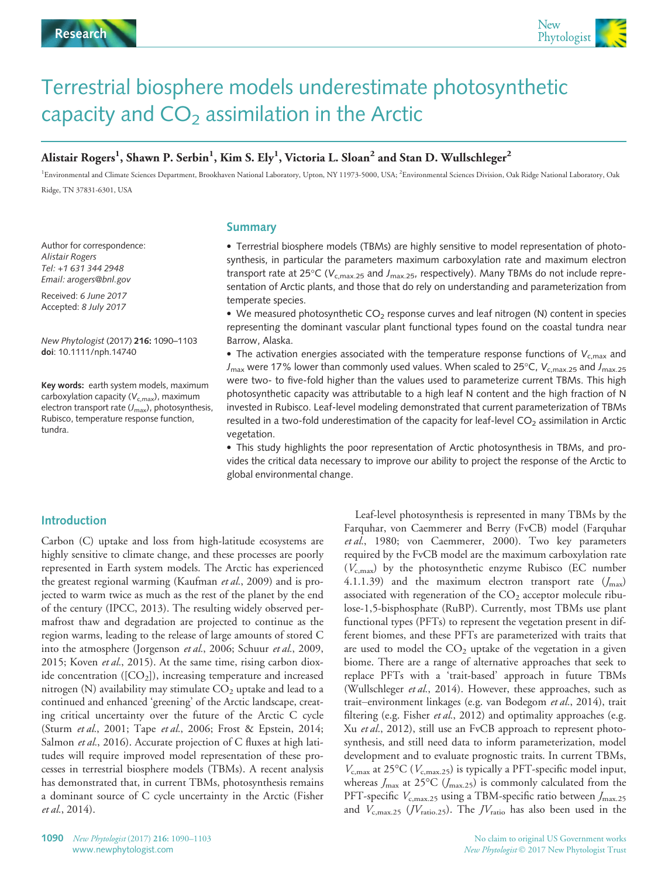Research

# Terrestrial biosphere models underestimate photosynthetic capacity and $CO_2$ assimilation in the Arctic

**Alistair Rogers[1], Shawn P. Serbin[1], Kim S. Ely[1], Victoria L. Sloan[2] and Stan D. Wullschleger[2]**

[1]Environmental and Climate Sciences Department, Brookhaven National Laboratory, Upton, NY 11973-5000, USA; [2]Environmental Sciences Division, Oak Ridge National Laboratory, Oak Ridge, TN 37831-6301, USA

Author for correspondence:
*Alistair Rogers*
*Tel: +1 631 344 2948*
*Email: arogers@bnl.gov*

Received: *6 June 2017*
Accepted: *8 July 2017*

*New Phytologist* (2017) **216:** 1090–1103
**doi**: 10.1111/nph.14740

**Key words:** earth system models, maximum carboxylation capacity ($V_{c,max}$), maximum electron transport rate ($J_{max}$), photosynthesis, Rubisco, temperature response function, tundra.

## Summary

- Terrestrial biosphere models (TBMs) are highly sensitive to model representation of photosynthesis, in particular the parameters maximum carboxylation rate and maximum electron transport rate at 25°C ($V_{c,max.25}$ and $J_{max.25}$, respectively). Many TBMs do not include representation of Arctic plants, and those that do rely on understanding and parameterization from temperate species.
- We measured photosynthetic $CO_2$ response curves and leaf nitrogen (N) content in species representing the dominant vascular plant functional types found on the coastal tundra near Barrow, Alaska.
- The activation energies associated with the temperature response functions of $V_{c,max}$ and $J_{max}$ were 17% lower than commonly used values. When scaled to 25°C, $V_{c,max.25}$ and $J_{max.25}$ were two- to five-fold higher than the values used to parameterize current TBMs. This high photosynthetic capacity was attributable to a high leaf N content and the high fraction of N invested in Rubisco. Leaf-level modeling demonstrated that current parameterization of TBMs resulted in a two-fold underestimation of the capacity for leaf-level $CO_2$ assimilation in Arctic vegetation.
- This study highlights the poor representation of Arctic photosynthesis in TBMs, and provides the critical data necessary to improve our ability to project the response of the Arctic to global environmental change.

## Introduction

Carbon (C) uptake and loss from high-latitude ecosystems are highly sensitive to climate change, and these processes are poorly represented in Earth system models. The Arctic has experienced the greatest regional warming (Kaufman *et al.*, 2009) and is projected to warm twice as much as the rest of the planet by the end of the century (IPCC, 2013). The resulting widely observed permafrost thaw and degradation are projected to continue as the region warms, leading to the release of large amounts of stored C into the atmosphere (Jorgenson *et al.*, 2006; Schuur *et al.*, 2009, 2015; Koven *et al.*, 2015). At the same time, rising carbon dioxide concentration ([$CO_2$]), increasing temperature and increased nitrogen (N) availability may stimulate $CO_2$ uptake and lead to a continued and enhanced 'greening' of the Arctic landscape, creating critical uncertainty over the future of the Arctic C cycle (Sturm *et al.*, 2001; Tape *et al.*, 2006; Frost & Epstein, 2014; Salmon *et al.*, 2016). Accurate projection of C fluxes at high latitudes will require improved model representation of these processes in terrestrial biosphere models (TBMs). A recent analysis has demonstrated that, in current TBMs, photosynthesis remains a dominant source of C cycle uncertainty in the Arctic (Fisher *et al.*, 2014).

Leaf-level photosynthesis is represented in many TBMs by the Farquhar, von Caemmerer and Berry (FvCB) model (Farquhar *et al.*, 1980; von Caemmerer, 2000). Two key parameters required by the FvCB model are the maximum carboxylation rate ($V_{c,max}$) by the photosynthetic enzyme Rubisco (EC number 4.1.1.39) and the maximum electron transport rate ($J_{max}$) associated with regeneration of the $CO_2$ acceptor molecule ribulose-1,5-bisphosphate (RuBP). Currently, most TBMs use plant functional types (PFTs) to represent the vegetation present in different biomes, and these PFTs are parameterized with traits that are used to model the $CO_2$ uptake of the vegetation in a given biome. There are a range of alternative approaches that seek to replace PFTs with a 'trait-based' approach in future TBMs (Wullschleger *et al.*, 2014). However, these approaches, such as trait–environment linkages (e.g. van Bodegom *et al.*, 2014), trait filtering (e.g. Fisher *et al.*, 2012) and optimality approaches (e.g. Xu *et al.*, 2012), still use an FvCB approach to represent photosynthesis, and still need data to inform parameterization, model development and to evaluate prognostic traits. In current TBMs, $V_{c,max}$ at 25°C ($V_{c,max.25}$) is typically a PFT-specific model input, whereas $J_{max}$ at 25°C ($J_{max.25}$) is commonly calculated from the PFT-specific $V_{c,max.25}$ using a TBM-specific ratio between $J_{max.25}$ and $V_{c,max.25}$ ($JV_{ratio.25}$). The $JV_{ratio}$ has also been used in the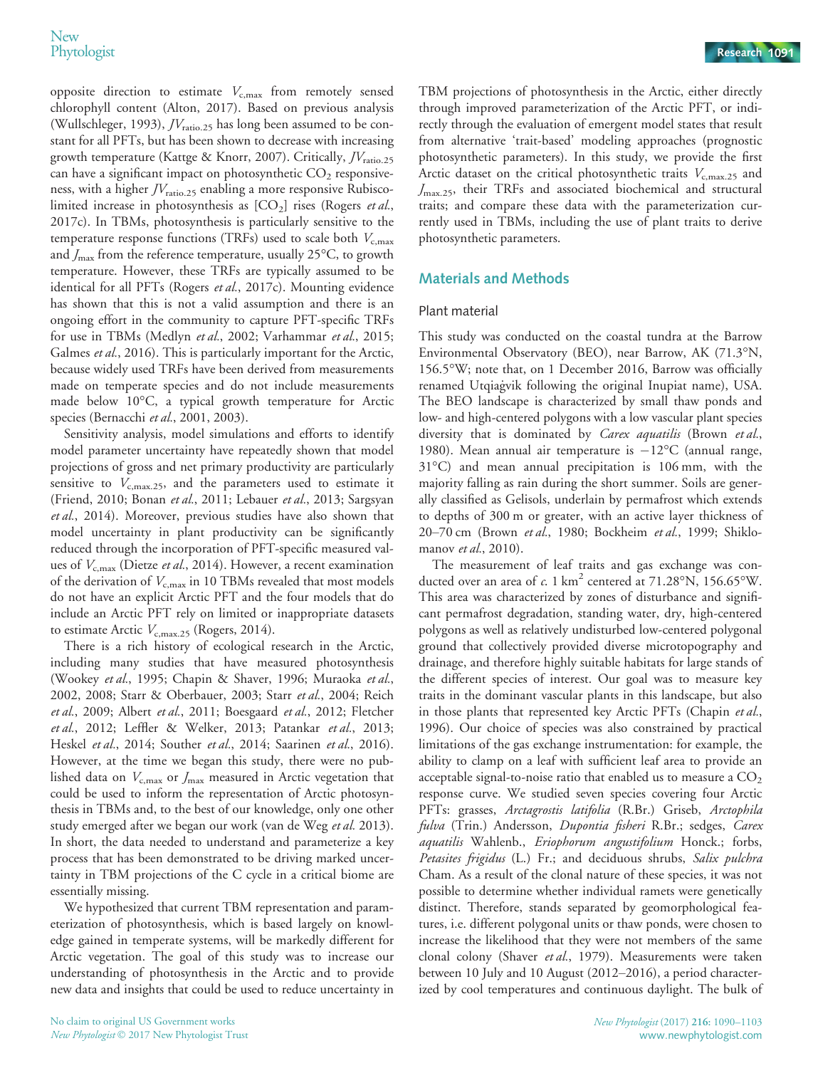opposite direction to estimate $V_{c,max}$ from remotely sensed chlorophyll content (Alton, 2017). Based on previous analysis (Wullschleger, 1993), $JV_{ratio.25}$ has long been assumed to be constant for all PFTs, but has been shown to decrease with increasing growth temperature (Kattge & Knorr, 2007). Critically, $JV_{ratio.25}$ can have a significant impact on photosynthetic $CO_2$ responsiveness, with a higher $JV_{ratio.25}$ enabling a more responsive Rubisco-limited increase in photosynthesis as $[CO_2]$ rises (Rogers *et al.*, 2017c). In TBMs, photosynthesis is particularly sensitive to the temperature response functions (TRFs) used to scale both $V_{c,max}$ and $J_{max}$ from the reference temperature, usually 25°C, to growth temperature. However, these TRFs are typically assumed to be identical for all PFTs (Rogers *et al.*, 2017c). Mounting evidence has shown that this is not a valid assumption and there is an ongoing effort in the community to capture PFT-specific TRFs for use in TBMs (Medlyn *et al.*, 2002; Varhammar *et al.*, 2015; Galmes *et al.*, 2016). This is particularly important for the Arctic, because widely used TRFs have been derived from measurements made on temperate species and do not include measurements made below 10°C, a typical growth temperature for Arctic species (Bernacchi *et al.*, 2001, 2003).

Sensitivity analysis, model simulations and efforts to identify model parameter uncertainty have repeatedly shown that model projections of gross and net primary productivity are particularly sensitive to $V_{c,max.25}$, and the parameters used to estimate it (Friend, 2010; Bonan *et al.*, 2011; Lebauer *et al.*, 2013; Sargsyan *et al.*, 2014). Moreover, previous studies have also shown that model uncertainty in plant productivity can be significantly reduced through the incorporation of PFT-specific measured values of $V_{c,max}$ (Dietze *et al.*, 2014). However, a recent examination of the derivation of $V_{c,max}$ in 10 TBMs revealed that most models do not have an explicit Arctic PFT and the four models that do include an Arctic PFT rely on limited or inappropriate datasets to estimate Arctic $V_{c,max.25}$ (Rogers, 2014).

There is a rich history of ecological research in the Arctic, including many studies that have measured photosynthesis (Wookey *et al.*, 1995; Chapin & Shaver, 1996; Muraoka *et al.*, 2002, 2008; Starr & Oberbauer, 2003; Starr *et al.*, 2004; Reich *et al.*, 2009; Albert *et al.*, 2011; Boesgaard *et al.*, 2012; Fletcher *et al.*, 2012; Leffler & Welker, 2013; Patankar *et al.*, 2013; Heskel *et al.*, 2014; Souther *et al.*, 2014; Saarinen *et al.*, 2016). However, at the time we began this study, there were no published data on $V_{c,max}$ or $J_{max}$ measured in Arctic vegetation that could be used to inform the representation of Arctic photosynthesis in TBMs and, to the best of our knowledge, only one other study emerged after we began our work (van de Weg *et al.* 2013). In short, the data needed to understand and parameterize a key process that has been demonstrated to be driving marked uncertainty in TBM projections of the C cycle in a critical biome are essentially missing.

We hypothesized that current TBM representation and parameterization of photosynthesis, which is based largely on knowledge gained in temperate systems, will be markedly different for Arctic vegetation. The goal of this study was to increase our understanding of photosynthesis in the Arctic and to provide new data and insights that could be used to reduce uncertainty in TBM projections of photosynthesis in the Arctic, either directly through improved parameterization of the Arctic PFT, or indirectly through the evaluation of emergent model states that result from alternative 'trait-based' modeling approaches (prognostic photosynthetic parameters). In this study, we provide the first Arctic dataset on the critical photosynthetic traits $V_{c,max.25}$ and $J_{max.25}$, their TRFs and associated biochemical and structural traits; and compare these data with the parameterization currently used in TBMs, including the use of plant traits to derive photosynthetic parameters.

## Materials and Methods

### Plant material

This study was conducted on the coastal tundra at the Barrow Environmental Observatory (BEO), near Barrow, AK (71.3°N, 156.5°W; note that, on 1 December 2016, Barrow was officially renamed Utqiaġvik following the original Inupiat name), USA. The BEO landscape is characterized by small thaw ponds and low- and high-centered polygons with a low vascular plant species diversity that is dominated by *Carex aquatilis* (Brown *et al.*, 1980). Mean annual air temperature is −12°C (annual range, 31°C) and mean annual precipitation is 106 mm, with the majority falling as rain during the short summer. Soils are generally classified as Gelisols, underlain by permafrost which extends to depths of 300 m or greater, with an active layer thickness of 20–70 cm (Brown *et al.*, 1980; Bockheim *et al.*, 1999; Shiklomanov *et al.*, 2010).

The measurement of leaf traits and gas exchange was conducted over an area of *c.* 1 km$^2$ centered at 71.28°N, 156.65°W. This area was characterized by zones of disturbance and significant permafrost degradation, standing water, dry, high-centered polygons as well as relatively undisturbed low-centered polygonal ground that collectively provided diverse microtopography and drainage, and therefore highly suitable habitats for large stands of the different species of interest. Our goal was to measure key traits in the dominant vascular plants in this landscape, but also in those plants that represented key Arctic PFTs (Chapin *et al.*, 1996). Our choice of species was also constrained by practical limitations of the gas exchange instrumentation: for example, the ability to clamp on a leaf with sufficient leaf area to provide an acceptable signal-to-noise ratio that enabled us to measure a $CO_2$ response curve. We studied seven species covering four Arctic PFTs: grasses, *Arctagrostis latifolia* (R.Br.) Griseb, *Arctophila fulva* (Trin.) Andersson, *Dupontia fisheri* R.Br.; sedges, *Carex aquatilis* Wahlenb., *Eriophorum angustifolium* Honck.; forbs, *Petasites frigidus* (L.) Fr.; and deciduous shrubs, *Salix pulchra* Cham. As a result of the clonal nature of these species, it was not possible to determine whether individual ramets were genetically distinct. Therefore, stands separated by geomorphological features, i.e. different polygonal units or thaw ponds, were chosen to increase the likelihood that they were not members of the same clonal colony (Shaver *et al.*, 1979). Measurements were taken between 10 July and 10 August (2012–2016), a period characterized by cool temperatures and continuous daylight. The bulk of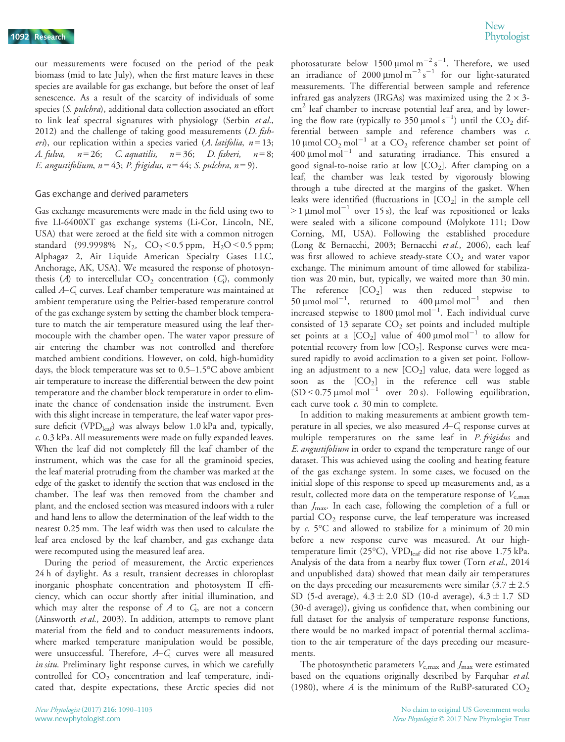our measurements were focused on the period of the peak biomass (mid to late July), when the first mature leaves in these species are available for gas exchange, but before the onset of leaf senescence. As a result of the scarcity of individuals of some species (*S. pulchra*), additional data collection associated an effort to link leaf spectral signatures with physiology (Serbin *et al.*, 2012) and the challenge of taking good measurements (*D. fisheri*), our replication within a species varied (*A. latifolia*, $n = 13$; *A. fulva*, $n = 26$; *C. aquatilis*, $n = 36$; *D. fisheri*, $n = 8$; *E. angustifolium*, $n = 43$; *P. frigidus*, $n = 44$; *S. pulchra*, $n = 9$).

## Gas exchange and derived parameters

Gas exchange measurements were made in the field using two to five LI-6400XT gas exchange systems (Li-Cor, Lincoln, NE, USA) that were zeroed at the field site with a common nitrogen standard (99.9998% $N_2$, $CO_2 < 0.5$ ppm, $H_2O < 0.5$ ppm; Alphagaz 2, Air Liquide American Specialty Gases LLC, Anchorage, AK, USA). We measured the response of photosynthesis ($A$) to intercellular $CO_2$ concentration ($C_i$), commonly called $A$–$C_i$ curves. Leaf chamber temperature was maintained at ambient temperature using the Peltier-based temperature control of the gas exchange system by setting the chamber block temperature to match the air temperature measured using the leaf thermocouple with the chamber open. The water vapor pressure of air entering the chamber was not controlled and therefore matched ambient conditions. However, on cold, high-humidity days, the block temperature was set to 0.5–1.5°C above ambient air temperature to increase the differential between the dew point temperature and the chamber block temperature in order to eliminate the chance of condensation inside the instrument. Even with this slight increase in temperature, the leaf water vapor pressure deficit ($VPD_{leaf}$) was always below 1.0 kPa and, typically, *c.* 0.3 kPa. All measurements were made on fully expanded leaves. When the leaf did not completely fill the leaf chamber of the instrument, which was the case for all the graminoid species, the leaf material protruding from the chamber was marked at the edge of the gasket to identify the section that was enclosed in the chamber. The leaf was then removed from the chamber and plant, and the enclosed section was measured indoors with a ruler and hand lens to allow the determination of the leaf width to the nearest 0.25 mm. The leaf width was then used to calculate the leaf area enclosed by the leaf chamber, and gas exchange data were recomputed using the measured leaf area.

During the period of measurement, the Arctic experiences 24 h of daylight. As a result, transient decreases in chloroplast inorganic phosphate concentration and photosystem II efficiency, which can occur shortly after initial illumination, and which may alter the response of $A$ to $C_i$, are not a concern (Ainsworth *et al.*, 2003). In addition, attempts to remove plant material from the field and to conduct measurements indoors, where marked temperature manipulation would be possible, were unsuccessful. Therefore, $A$–$C_i$ curves were all measured *in situ*. Preliminary light response curves, in which we carefully controlled for $CO_2$ concentration and leaf temperature, indicated that, despite expectations, these Arctic species did not photosaturate below 1500 μmol $m^{-2}$ $s^{-1}$. Therefore, we used an irradiance of 2000 μmol $m^{-2}$ $s^{-1}$ for our light-saturated measurements. The differential between sample and reference infrared gas analyzers (IRGAs) was maximized using the 2 × 3-$cm^2$ leaf chamber to increase potential leaf area, and by lowering the flow rate (typically to 350 μmol $s^{-1}$) until the $CO_2$ differential between sample and reference chambers was *c.* 10 μmol $CO_2$ $mol^{-1}$ at a $CO_2$ reference chamber set point of 400 μmol $mol^{-1}$ and saturating irradiance. This ensured a good signal-to-noise ratio at low [$CO_2$]. After clamping on a leaf, the chamber was leak tested by vigorously blowing through a tube directed at the margins of the gasket. When leaks were identified (fluctuations in [$CO_2$] in the sample cell > 1 μmol $mol^{-1}$ over 15 s), the leaf was repositioned or leaks were sealed with a silicone compound (Molykote 111; Dow Corning, MI, USA). Following the established procedure (Long & Bernacchi, 2003; Bernacchi *et al.*, 2006), each leaf was first allowed to achieve steady-state $CO_2$ and water vapor exchange. The minimum amount of time allowed for stabilization was 20 min, but, typically, we waited more than 30 min. The reference [$CO_2$] was then reduced stepwise to 50 μmol $mol^{-1}$, returned to 400 μmol $mol^{-1}$ and then increased stepwise to 1800 μmol $mol^{-1}$. Each individual curve consisted of 13 separate $CO_2$ set points and included multiple set points at a [$CO_2$] value of 400 μmol $mol^{-1}$ to allow for potential recovery from low [$CO_2$]. Response curves were measured rapidly to avoid acclimation to a given set point. Following an adjustment to a new [$CO_2$] value, data were logged as soon as the [$CO_2$] in the reference cell was stable (SD < 0.75 μmol $mol^{-1}$ over 20 s). Following equilibration, each curve took *c.* 30 min to complete.

In addition to making measurements at ambient growth temperature in all species, we also measured $A$–$C_i$ response curves at multiple temperatures on the same leaf in *P. frigidus* and *E. angustifolium* in order to expand the temperature range of our dataset. This was achieved using the cooling and heating feature of the gas exchange system. In some cases, we focused on the initial slope of this response to speed up measurements and, as a result, collected more data on the temperature response of $V_{c,max}$ than $J_{max}$. In each case, following the completion of a full or partial $CO_2$ response curve, the leaf temperature was increased by *c.* 5°C and allowed to stabilize for a minimum of 20 min before a new response curve was measured. At our high-temperature limit (25°C), $VPD_{leaf}$ did not rise above 1.75 kPa. Analysis of the data from a nearby flux tower (Torn *et al.*, 2014 and unpublished data) showed that mean daily air temperatures on the days preceding our measurements were similar (3.7 ± 2.5 SD (5-d average), 4.3 ± 2.0 SD (10-d average), 4.3 ± 1.7 SD (30-d average)), giving us confidence that, when combining our full dataset for the analysis of temperature response functions, there would be no marked impact of potential thermal acclimation to the air temperature of the days preceding our measurements.

The photosynthetic parameters $V_{c,max}$ and $J_{max}$ were estimated based on the equations originally described by Farquhar *et al.* (1980), where $A$ is the minimum of the RuBP-saturated $CO_2$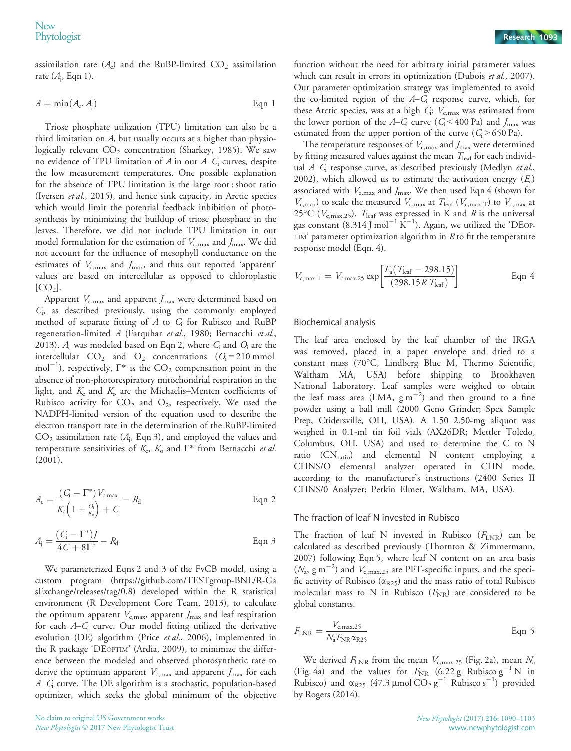assimilation rate ($A_c$) and the RuBP-limited $CO_2$ assimilation rate ($A_j$, Eqn 1).

$$A = \min(A_c, A_j) \qquad \text{Eqn 1}$$

Triose phosphate utilization (TPU) limitation can also be a third limitation on $A$, but usually occurs at a higher than physiologically relevant $CO_2$ concentration (Sharkey, 1985). We saw no evidence of TPU limitation of $A$ in our $A$–$C_i$ curves, despite the low measurement temperatures. One possible explanation for the absence of TPU limitation is the large root : shoot ratio (Iversen *et al.*, 2015), and hence sink capacity, in Arctic species which would limit the potential feedback inhibition of photosynthesis by minimizing the buildup of triose phosphate in the leaves. Therefore, we did not include TPU limitation in our model formulation for the estimation of $V_{c,max}$ and $J_{max}$. We did not account for the influence of mesophyll conductance on the estimates of $V_{c,max}$ and $J_{max}$, and thus our reported 'apparent' values are based on intercellular as opposed to chloroplastic $[CO_2]$.

Apparent $V_{c,max}$ and apparent $J_{max}$ were determined based on $C_i$, as described previously, using the commonly employed method of separate fitting of $A$ to $C_i$ for Rubisco and RuBP regeneration-limited $A$ (Farquhar *et al.*, 1980; Bernacchi *et al.*, 2013). $A_c$ was modeled based on Eqn 2, where $C_i$ and $O_i$ are the intercellular $CO_2$ and $O_2$ concentrations ($O_i$ = 210 mmol mol$^{-1}$), respectively, $\Gamma^*$ is the $CO_2$ compensation point in the absence of non-photorespiratory mitochondrial respiration in the light, and $K_c$ and $K_o$ are the Michaelis–Menten coefficients of Rubisco activity for $CO_2$ and $O_2$, respectively. We used the NADPH-limited version of the equation used to describe the electron transport rate in the determination of the RuBP-limited $CO_2$ assimilation rate ($A_j$, Eqn 3), and employed the values and temperature sensitivities of $K_c$, $K_o$ and $\Gamma^*$ from Bernacchi *et al.* (2001).

$$A_c = \frac{(C_i - \Gamma^*)V_{c,max}}{K_c\left(1 + \frac{O_i}{K_o}\right) + C_i} - R_d \qquad \text{Eqn 2}$$

$$A_j = \frac{(C_i - \Gamma^*)J}{4C + 8\Gamma^*} - R_d \qquad \text{Eqn 3}$$

We parameterized Eqns 2 and 3 of the FvCB model, using a custom program (https://github.com/TESTgroup-BNL/R-GasExchange/releases/tag/0.8) developed within the R statistical environment (R Development Core Team, 2013), to calculate the optimum apparent $V_{c,max}$, apparent $J_{max}$ and leaf respiration for each $A$–$C_i$ curve. Our model fitting utilized the derivative evolution (DE) algorithm (Price *et al.*, 2006), implemented in the R package 'DEoptim' (Ardia, 2009), to minimize the difference between the modeled and observed photosynthetic rate to derive the optimum apparent $V_{c,max}$ and apparent $J_{max}$ for each $A$–$C_i$ curve. The DE algorithm is a stochastic, population-based optimizer, which seeks the global minimum of the objective function without the need for arbitrary initial parameter values which can result in errors in optimization (Dubois *et al.*, 2007). Our parameter optimization strategy was implemented to avoid the co-limited region of the $A$–$C_i$ response curve, which, for these Arctic species, was at a high $C_i$: $V_{c,max}$ was estimated from the lower portion of the $A$–$C_i$ curve ($C_i$ < 400 Pa) and $J_{max}$ was estimated from the upper portion of the curve ($C_i$ > 650 Pa).

The temperature responses of $V_{c,max}$ and $J_{max}$ were determined by fitting measured values against the mean $T_{leaf}$ for each individual $A$–$C_i$ response curve, as described previously (Medlyn *et al.*, 2002), which allowed us to estimate the activation energy ($E_a$) associated with $V_{c,max}$ and $J_{max}$. We then used Eqn 4 (shown for $V_{c,max}$) to scale the measured $V_{c,max}$ at $T_{leaf}$ ($V_{c,max.T}$) to $V_{c,max}$ at 25°C ($V_{c,max.25}$). $T_{leaf}$ was expressed in K and $R$ is the universal gas constant (8.314 J mol$^{-1}$ K$^{-1}$). Again, we utilized the 'DEoptim' parameter optimization algorithm in *R* to fit the temperature response model (Eqn. 4).

$$V_{c,max.T} = V_{c,max.25}\exp\left[\frac{E_a(T_{leaf} - 298.15)}{(298.15R\,T_{leaf})}\right] \qquad \text{Eqn 4}$$

## Biochemical analysis

The leaf area enclosed by the leaf chamber of the IRGA was removed, placed in a paper envelope and dried to a constant mass (70°C, Lindberg Blue M, Thermo Scientific, Waltham MA, USA) before shipping to Brookhaven National Laboratory. Leaf samples were weighed to obtain the leaf mass area (LMA, g m$^{-2}$) and then ground to a fine powder using a ball mill (2000 Geno Grinder; Spex Sample Prep, Cridersville, OH, USA). A 1.50–2.50-mg aliquot was weighed in 0.1-ml tin foil vials (AX26DR; Mettler Toledo, Columbus, OH, USA) and used to determine the C to N ratio ($CN_{ratio}$) and elemental N content employing a CHNS/O elemental analyzer operated in CHN mode, according to the manufacturer's instructions (2400 Series II CHNS/0 Analyzer; Perkin Elmer, Waltham, MA, USA).

## The fraction of leaf N invested in Rubisco

The fraction of leaf N invested in Rubisco ($F_{LNR}$) can be calculated as described previously (Thornton & Zimmermann, 2007) following Eqn 5, where leaf N content on an area basis ($N_a$, g m$^{-2}$) and $V_{c,max.25}$ are PFT-specific inputs, and the specific activity of Rubisco ($\alpha_{R25}$) and the mass ratio of total Rubisco molecular mass to N in Rubisco ($F_{NR}$) are considered to be global constants.

$$F_{LNR} = \frac{V_{c,max.25}}{N_a F_{NR}\alpha_{R25}} \qquad \text{Eqn 5}$$

We derived $F_{LNR}$ from the mean $V_{c,max.25}$ (Fig. 2a), mean $N_a$ (Fig. 4a) and the values for $F_{NR}$ (6.22 g Rubisco g$^{-1}$ N in Rubisco) and $\alpha_{R25}$ (47.3 µmol $CO_2$ g$^{-1}$ Rubisco s$^{-1}$) provided by Rogers (2014).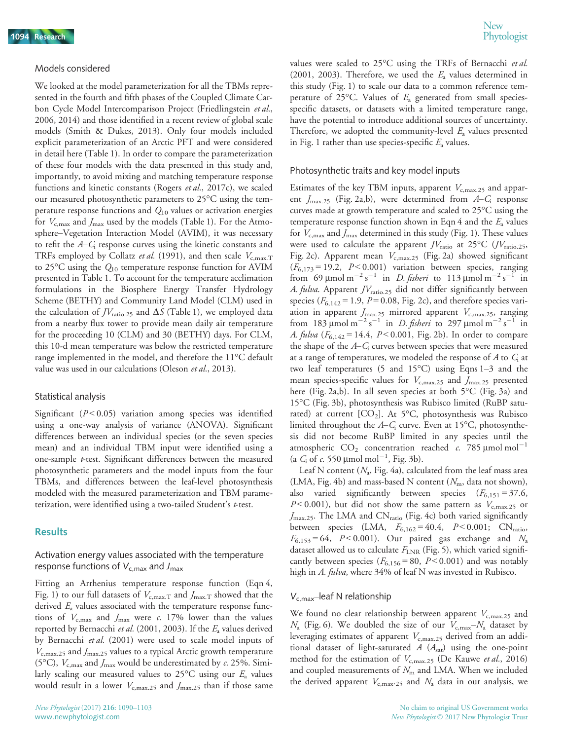### Models considered

We looked at the model parameterization for all the TBMs represented in the fourth and fifth phases of the Coupled Climate Carbon Cycle Model Intercomparison Project (Friedlingstein *et al.*, 2006, 2014) and those identified in a recent review of global scale models (Smith & Dukes, 2013). Only four models included explicit parameterization of an Arctic PFT and were considered in detail here (Table 1). In order to compare the parameterization of these four models with the data presented in this study and, importantly, to avoid mixing and matching temperature response functions and kinetic constants (Rogers *et al.*, 2017c), we scaled our measured photosynthetic parameters to 25°C using the temperature response functions and $Q_{10}$ values or activation energies for $V_{c,max}$ and $J_{max}$ used by the models (Table 1). For the Atmosphere–Vegetation Interaction Model (AVIM), it was necessary to refit the $A$–$C_i$ response curves using the kinetic constants and TRFs employed by Collatz *et al.* (1991), and then scale $V_{c,max.T}$ to 25°C using the $Q_{10}$ temperature response function for AVIM presented in Table 1. To account for the temperature acclimation formulations in the Biosphere Energy Transfer Hydrology Scheme (BETHY) and Community Land Model (CLM) used in the calculation of $JV_{ratio.25}$ and $\Delta S$ (Table 1), we employed data from a nearby flux tower to provide mean daily air temperature for the proceeding 10 (CLM) and 30 (BETHY) days. For CLM, this 10-d mean temperature was below the restricted temperature range implemented in the model, and therefore the 11°C default value was used in our calculations (Oleson *et al.*, 2013).

### Statistical analysis

Significant ($P<0.05$) variation among species was identified using a one-way analysis of variance (ANOVA). Significant differences between an individual species (or the seven species mean) and an individual TBM input were identified using a one-sample *t*-test. Significant differences between the measured photosynthetic parameters and the model inputs from the four TBMs, and differences between the leaf-level photosynthesis modeled with the measured parameterization and TBM parameterization, were identified using a two-tailed Student's *t*-test.

## Results

### Activation energy values associated with the temperature response functions of $V_{c,max}$ and $J_{max}$

Fitting an Arrhenius temperature response function (Eqn 4, Fig. 1) to our full datasets of $V_{c,max.T}$ and $J_{max.T}$ showed that the derived $E_a$ values associated with the temperature response functions of $V_{c,max}$ and $J_{max}$ were *c.* 17% lower than the values reported by Bernacchi *et al.* (2001, 2003). If the $E_a$ values derived by Bernacchi *et al.* (2001) were used to scale model inputs of $V_{c,max.25}$ and $J_{max.25}$ values to a typical Arctic growth temperature (5°C), $V_{c,max}$ and $J_{max}$ would be underestimated by *c.* 25%. Similarly scaling our measured values to 25°C using our $E_a$ values would result in a lower $V_{c,max.25}$ and $J_{max.25}$ than if those same values were scaled to 25°C using the TRFs of Bernacchi *et al.* (2001, 2003). Therefore, we used the $E_a$ values determined in this study (Fig. 1) to scale our data to a common reference temperature of 25°C. Values of $E_a$ generated from small species-specific datasets, or datasets with a limited temperature range, have the potential to introduce additional sources of uncertainty. Therefore, we adopted the community-level $E_a$ values presented in Fig. 1 rather than use species-specific $E_a$ values.

### Photosynthetic traits and key model inputs

Estimates of the key TBM inputs, apparent $V_{c,max.25}$ and apparent $J_{max.25}$ (Fig. 2a,b), were determined from $A$–$C_i$ response curves made at growth temperature and scaled to 25°C using the temperature response function shown in Eqn 4 and the $E_a$ values for $V_{c,max}$ and $J_{max}$ determined in this study (Fig. 1). These values were used to calculate the apparent $JV_{ratio}$ at 25°C ($JV_{ratio.25}$, Fig. 2c). Apparent mean $V_{c,max.25}$ (Fig. 2a) showed significant ($F_{6,173}=19.2$, $P<0.001$) variation between species, ranging from 69 µmol m$^{-2}$ s$^{-1}$ in *D. fisheri* to 113 µmol m$^{-2}$ s$^{-1}$ in *A. fulva*. Apparent $JV_{ratio.25}$ did not differ significantly between species ($F_{6,142}=1.9$, $P=0.08$, Fig. 2c), and therefore species variation in apparent $J_{max.25}$ mirrored apparent $V_{c,max.25}$, ranging from 183 µmol m$^{-2}$ s$^{-1}$ in *D. fisheri* to 297 µmol m$^{-2}$ s$^{-1}$ in *A. fulva* ($F_{6,142}=14.4$, $P<0.001$, Fig. 2b). In order to compare the shape of the $A$–$C_i$ curves between species that were measured at a range of temperatures, we modeled the response of $A$ to $C_i$ at two leaf temperatures (5 and 15°C) using Eqns 1–3 and the mean species-specific values for $V_{c,max.25}$ and $J_{max.25}$ presented here (Fig. 2a,b). In all seven species at both 5°C (Fig. 3a) and 15°C (Fig. 3b), photosynthesis was Rubisco limited (RuBP saturated) at current [$CO_2$]. At 5°C, photosynthesis was Rubisco limited throughout the $A$–$C_i$ curve. Even at 15°C, photosynthesis did not become RuBP limited in any species until the atmospheric $CO_2$ concentration reached *c.* 785 µmol mol$^{-1}$ (a $C_i$ of *c.* 550 µmol mol$^{-1}$, Fig. 3b).

Leaf N content ($N_a$, Fig. 4a), calculated from the leaf mass area (LMA, Fig. 4b) and mass-based N content ($N_m$, data not shown), also varied significantly between species ($F_{6,151}=37.6$, $P<0.001$), but did not show the same pattern as $V_{c,max.25}$ or $J_{max.25}$. The LMA and $CN_{ratio}$ (Fig. 4c) both varied significantly between species (LMA, $F_{6,162}=40.4$, $P<0.001$; $CN_{ratio}$, $F_{6,153}=64$, $P<0.001$). Our paired gas exchange and $N_a$ dataset allowed us to calculate $F_{LNR}$ (Fig. 5), which varied significantly between species ($F_{6,156}=80$, $P<0.001$) and was notably high in *A. fulva*, where 34% of leaf N was invested in Rubisco.

### $V_{c,max}$–leaf N relationship

We found no clear relationship between apparent $V_{c,max.25}$ and $N_a$ (Fig. 6). We doubled the size of our $V_{c,max}$–$N_a$ dataset by leveraging estimates of apparent $V_{c,max.25}$ derived from an additional dataset of light-saturated $A$ ($A_{sat}$) using the one-point method for the estimation of $V_{c,max.25}$ (De Kauwe *et al.*, 2016) and coupled measurements of $N_m$ and LMA. When we included the derived apparent $V_{c,max.25}$ and $N_a$ data in our analysis, we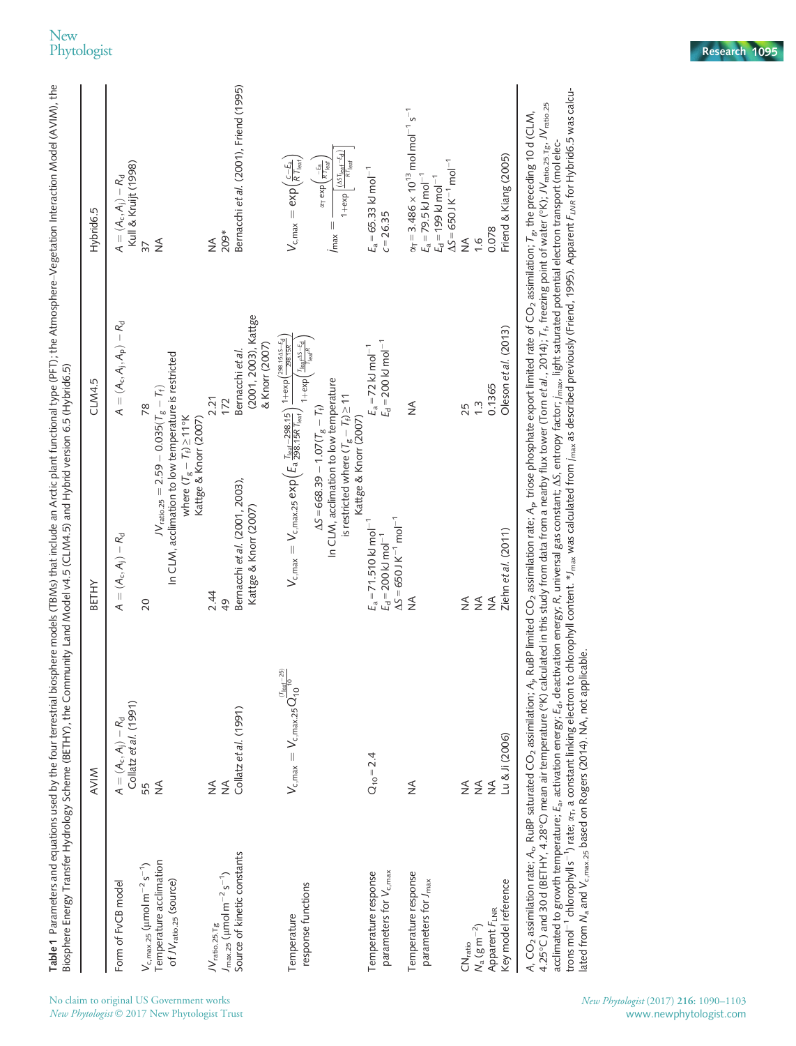**Table 1** Parameters and equations used by the four terrestrial biosphere models (TBMs) that include an Arctic plant functional type (PFT); the Atmosphere–Vegetation Interaction Model (AVIM), the Biosphere Energy Transfer Hydrology Scheme (BETHY), the Community Land Model v4.5 (CLM4.5) and Hybrid version 6.5 (Hybrid6.5)

| | AVIM | BETHY | CLM4.5 | Hybrid6.5 |
|---|---|---|---|---|
| Form of FvCB model | $A = (A_c, A_j) - R_d$ Collatz *et al.* (1991) | $A = (A_c, A_j) - R_d$ | $A = (A_c, A_j, A_p) - R_d$ | $A = (A_c, A_j) - R_d$ Kull & Kruijt (1998) |
| $V_{c,max.25}$ (μmol m$^{-2}$ s$^{-1}$) | 55 | 20 | 78 | 37 |
| Temperature acclimation of $JV_{ratio.25}$ (source) | NA | | $JV_{ratio.25} = 2.59 - 0.035(T_g - T_f)$ In CLM, acclimation to low temperature is restricted where $(T_g - T_f) \geq 11°K$ Kattge & Knorr (2007) | NA |
| $JV_{ratio.25.Tg}$ | NA | 2.44 | 2.21 | NA |
| $J_{max.25}$ (μmol m$^{-2}$ s$^{-1}$) | NA | 49 | 172 | 209* |
| Source of kinetic constants | Collatz *et al.* (1991) | Bernacchi *et al.* (2001, 2003), Kattge & Knorr (2007) | Bernacchi *et al.* (2001, 2003), Kattge & Knorr (2007) | Bernacchi *et al.* (2001), Friend (1995) |
| Temperature response functions | $V_{c,max} = V_{c,max.25}Q_{10}^{\frac{(T_{leaf}-25)}{10}}$ | | $V_{c,max} = V_{c,max.25}\exp\left(E_a\frac{T_{leaf}-298.15}{298.15R\,T_{leaf}}\right)\frac{1+\exp\left(\frac{298.15\Delta S-E_d}{298.15R}\right)}{1+\exp\left(\frac{T_{leaf}\Delta S-E_d}{T_{leaf}R}\right)}$ $\Delta S = 668.39 - 1.07(T_g - T_f)$ In CLM, acclimation to low temperature is restricted where $(T_g - T_f) \geq 11$ Kattge & Knorr (2007) | $V_{c,max} = \exp\left(\frac{c - E_a}{R\,T_{leaf}}\right)$ $j_{max} = \frac{\alpha_T \exp\left(\frac{-E_a}{R\,T_{leaf}}\right)}{1+\exp\left[\frac{\Delta S T_{leaf} - E_d}{R\,T_{leaf}}\right]}$ |
| Temperature response parameters for $V_{c,max}$ | $Q_{10} = 2.4$ | $E_a = 71.510$ kJ mol$^{-1}$ $E_d = 200$ kJ mol$^{-1}$ $\Delta S = 650$ J K$^{-1}$ mol$^{-1}$ | $E_a = 72$ kJ mol$^{-1}$ $E_d = 200$ kJ mol$^{-1}$ | $E_a = 65.33$ kJ mol$^{-1}$ $c = 26.35$ |
| Temperature response parameters for $J_{max}$ | NA | NA | NA | $\alpha_T = 3.486 \times 10^{13}$ mol mol$^{-1}$ s$^{-1}$ $E_a = 79.5$ kJ mol$^{-1}$ $E_d = 199$ kJ mol$^{-1}$ $\Delta S = 650$ J K$^{-1}$ mol$^{-1}$ |
| $CN_{ratio}$ | NA | NA | 25 | NA |
| $N_a$ (g m$^{-2}$) | NA | NA | 1.3 | 1.6 |
| Apparent $F_{LNR}$ | NA | NA | 0.1365 | 0.078 |
| Key model reference | Lu & Ji (2006) | Ziehn *et al.* (2011) | Oleson *et al.* (2013) | Friend & Kiang (2005) |

$A$, $CO_2$ assimilation rate; $A_c$, RuBP saturated $CO_2$ assimilation; $A_j$, RuBP limited $CO_2$ assimilation rate; $A_p$, triose phosphate export limited rate of $CO_2$ assimilation; $T_g$, the preceding 10 d (CLM, 4.25°C) and 30 d (BETHY, 4.28°C) mean air temperature (°K) calculated in this study from data from a nearby flux tower (Torn *et al.*, 2014); $T_f$, freezing point of water (°K); $JV_{ratio.25.Tg}$, $JV_{ratio.25}$ acclimated to growth temperature; $E_a$, activation energy; $E_d$, deactivation energy; $R$, universal gas constant; $\Delta S$, entropy factor; $j_{max}$, light saturated potential electron transport (mol electrons mol$^{-1}$ chlorophyll s$^{-1}$) rate; $\alpha_T$, a constant linking electron to chlorophyll content. *$J_{max}$ was calculated from $j_{max}$ as described previously (Friend, 1995). Apparent $F_{LNR}$ for Hybrid6.5 was calculated from $N_a$ and $V_{c,max.25}$ based on Rogers (2014). NA, not applicable.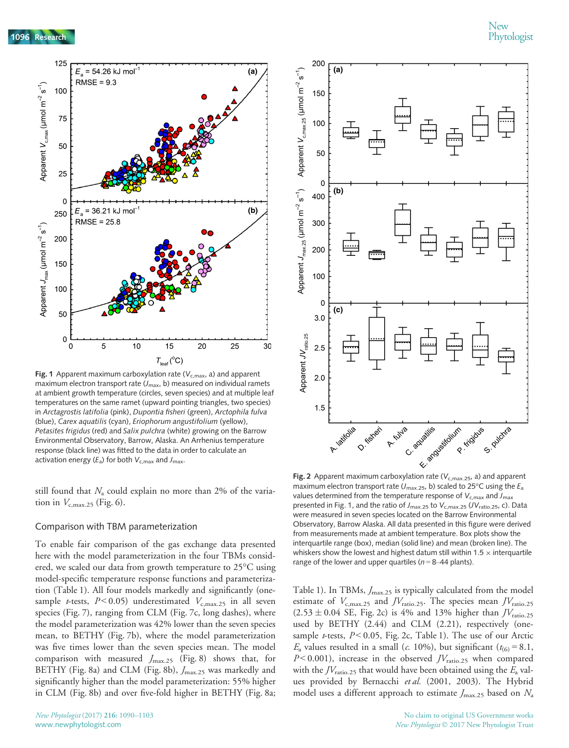Fig. 1 Apparent maximum carboxylation rate ($V_{c,max}$, a) and apparent maximum electron transport rate ($J_{max}$, b) measured on individual ramets at ambient growth temperature (circles, seven species) and at multiple leaf temperatures on the same ramet (upward pointing triangles, two species) in *Arctagrostis latifolia* (pink), *Dupontia fisheri* (green), *Arctophila fulva* (blue), *Carex aquatilis* (cyan), *Eriophorum angustifolium* (yellow), *Petasites frigidus* (red) and *Salix pulchra* (white) growing on the Barrow Environmental Observatory, Barrow, Alaska. An Arrhenius temperature response (black line) was fitted to the data in order to calculate an activation energy ($E_a$) for both $V_{c,max}$ and $J_{max}$.

still found that $N_a$ could explain no more than 2% of the variation in $V_{c,max.25}$ (Fig. 6).

## Comparison with TBM parameterization

To enable fair comparison of the gas exchange data presented here with the model parameterization in the four TBMs considered, we scaled our data from growth temperature to 25°C using model-specific temperature response functions and parameterization (Table 1). All four models markedly and significantly (one-sample *t*-tests, $P < 0.05$) underestimated $V_{c,max.25}$ in all seven species (Fig. 7), ranging from CLM (Fig. 7c, long dashes), where the model parameterization was 42% lower than the seven species mean, to BETHY (Fig. 7b), where the model parameterization was five times lower than the seven species mean. The model comparison with measured $J_{max.25}$ (Fig. 8) shows that, for BETHY (Fig. 8a) and CLM (Fig. 8b), $J_{max.25}$ was markedly and significantly higher than the model parameterization: 55% higher in CLM (Fig. 8b) and over five-fold higher in BETHY (Fig. 8a; Table 1). In TBMs, $J_{max.25}$ is typically calculated from the model estimate of $V_{c,max.25}$ and $JV_{ratio.25}$. The species mean $JV_{ratio.25}$ (2.53 ± 0.04 SE, Fig. 2c) is 4% and 13% higher than $JV_{ratio.25}$ used by BETHY (2.44) and CLM (2.21), respectively (one-sample *t*-tests, $P < 0.05$, Fig. 2c, Table 1). The use of our Arctic $E_a$ values resulted in a small (*c*. 10%), but significant ($t_{(6)} = 8.1$, $P < 0.001$), increase in the observed $JV_{ratio.25}$ when compared with the $JV_{ratio.25}$ that would have been obtained using the $E_a$ values provided by Bernacchi *et al.* (2001, 2003). The Hybrid model uses a different approach to estimate $J_{max.25}$ based on $N_a$

Fig. 2 Apparent maximum carboxylation rate ($V_{c,max.25}$, a) and apparent maximum electron transport rate ($J_{max.25}$, b) scaled to 25°C using the $E_a$ values determined from the temperature response of $V_{c,max}$ and $J_{max}$ presented in Fig. 1, and the ratio of $J_{max.25}$ to $V_{c,max.25}$ ($JV_{ratio.25}$, c). Data were measured in seven species located on the Barrow Environmental Observatory, Barrow Alaska. All data presented in this figure were derived from measurements made at ambient temperature. Box plots show the interquartile range (box), median (solid line) and mean (broken line). The whiskers show the lowest and highest datum still within 1.5 × interquartile range of the lower and upper quartiles (*n* = 8–44 plants).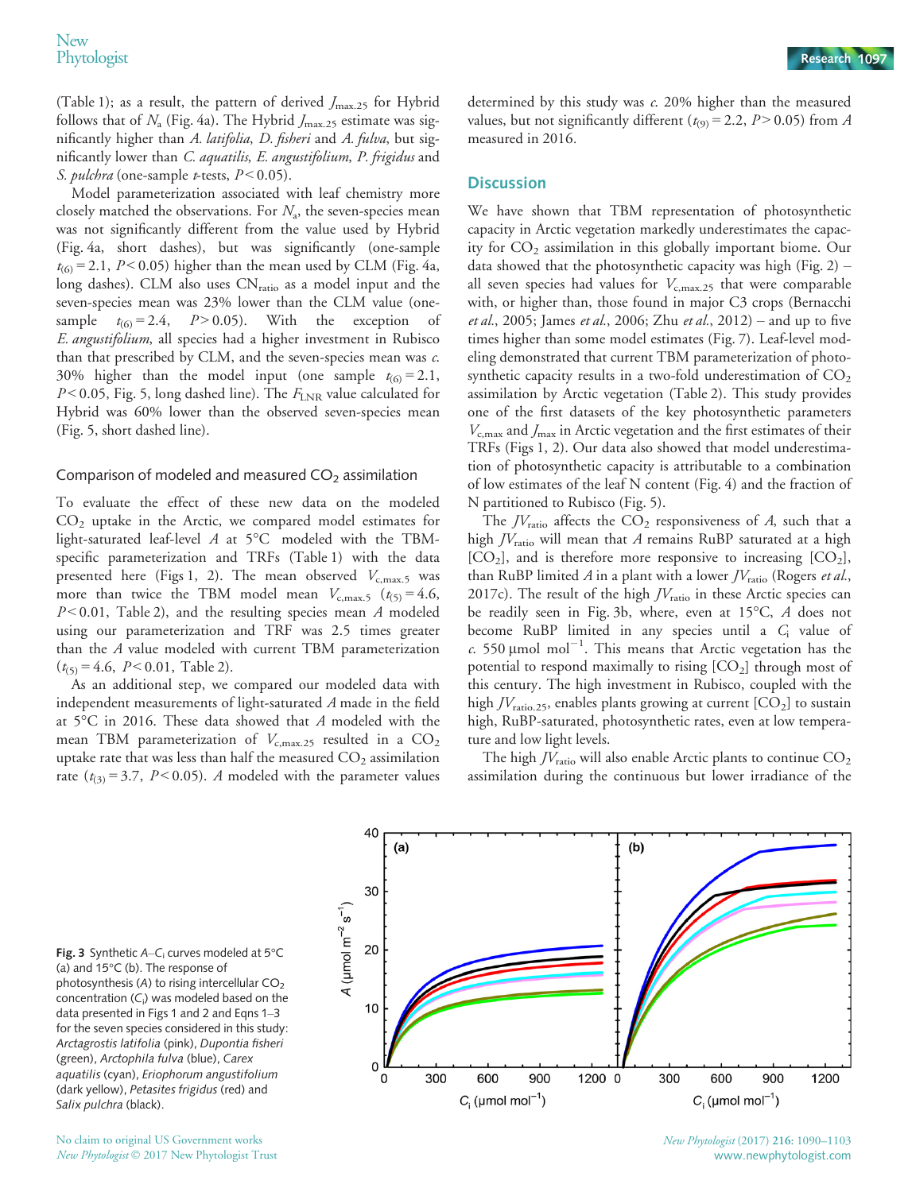(Table 1); as a result, the pattern of derived $J_{max.25}$ for Hybrid follows that of $N_a$ (Fig. 4a). The Hybrid $J_{max.25}$ estimate was significantly higher than *A. latifolia*, *D. fisheri* and *A. fulva*, but significantly lower than *C. aquatilis*, *E. angustifolium*, *P. frigidus* and *S. pulchra* (one-sample *t*-tests, $P < 0.05$).

Model parameterization associated with leaf chemistry more closely matched the observations. For $N_a$, the seven-species mean was not significantly different from the value used by Hybrid (Fig. 4a, short dashes), but was significantly (one-sample $t_{(6)} = 2.1$, $P < 0.05$) higher than the mean used by CLM (Fig. 4a, long dashes). CLM also uses $CN_{ratio}$ as a model input and the seven-species mean was 23% lower than the CLM value (one-sample $t_{(6)} = 2.4$, $P > 0.05$). With the exception of *E. angustifolium*, all species had a higher investment in Rubisco than that prescribed by CLM, and the seven-species mean was *c.* 30% higher than the model input (one sample $t_{(6)} = 2.1$, $P < 0.05$, Fig. 5, long dashed line). The $F_{LNR}$ value calculated for Hybrid was 60% lower than the observed seven-species mean (Fig. 5, short dashed line).

### Comparison of modeled and measured $CO_2$ assimilation

To evaluate the effect of these new data on the modeled $CO_2$ uptake in the Arctic, we compared model estimates for light-saturated leaf-level *A* at 5°C modeled with the TBM-specific parameterization and TRFs (Table 1) with the data presented here (Figs 1, 2). The mean observed $V_{c,max.5}$ was more than twice the TBM model mean $V_{c,max.5}$ ($t_{(5)} = 4.6$, $P < 0.01$, Table 2), and the resulting species mean *A* modeled using our parameterization and TRF was 2.5 times greater than the *A* value modeled with current TBM parameterization ($t_{(5)} = 4.6$, $P < 0.01$, Table 2).

As an additional step, we compared our modeled data with independent measurements of light-saturated *A* made in the field at 5°C in 2016. These data showed that *A* modeled with the mean TBM parameterization of $V_{c,max.25}$ resulted in a $CO_2$ uptake rate that was less than half the measured $CO_2$ assimilation rate ($t_{(3)} = 3.7$, $P < 0.05$). *A* modeled with the parameter values determined by this study was *c.* 20% higher than the measured values, but not significantly different ($t_{(9)} = 2.2$, $P > 0.05$) from *A* measured in 2016.

## Discussion

We have shown that TBM representation of photosynthetic capacity in Arctic vegetation markedly underestimates the capacity for $CO_2$ assimilation in this globally important biome. Our data showed that the photosynthetic capacity was high (Fig. 2) – all seven species had values for $V_{c,max.25}$ that were comparable with, or higher than, those found in major C3 crops (Bernacchi *et al.*, 2005; James *et al.*, 2006; Zhu *et al.*, 2012) – and up to five times higher than some model estimates (Fig. 7). Leaf-level modeling demonstrated that current TBM parameterization of photosynthetic capacity results in a two-fold underestimation of $CO_2$ assimilation by Arctic vegetation (Table 2). This study provides one of the first datasets of the key photosynthetic parameters $V_{c,max}$ and $J_{max}$ in Arctic vegetation and the first estimates of their TRFs (Figs 1, 2). Our data also showed that model underestimation of photosynthetic capacity is attributable to a combination of low estimates of the leaf N content (Fig. 4) and the fraction of N partitioned to Rubisco (Fig. 5).

The $JV_{ratio}$ affects the $CO_2$ responsiveness of *A*, such that a high $JV_{ratio}$ will mean that *A* remains RuBP saturated at a high [$CO_2$], and is therefore more responsive to increasing [$CO_2$], than RuBP limited *A* in a plant with a lower $JV_{ratio}$ (Rogers *et al.*, 2017c). The result of the high $JV_{ratio}$ in these Arctic species can be readily seen in Fig. 3b, where, even at 15°C, *A* does not become RuBP limited in any species until a $C_i$ value of *c.* 550 μmol mol$^{-1}$. This means that Arctic vegetation has the potential to respond maximally to rising [$CO_2$] through most of this century. The high investment in Rubisco, coupled with the high $JV_{ratio.25}$, enables plants growing at current [$CO_2$] to sustain high, RuBP-saturated, photosynthetic rates, even at low temperature and low light levels.

The high $JV_{ratio}$ will also enable Arctic plants to continue $CO_2$ assimilation during the continuous but lower irradiance of the

**Fig. 3** Synthetic *A*–$C_i$ curves modeled at 5°C (a) and 15°C (b). The response of photosynthesis (*A*) to rising intercellular $CO_2$ concentration ($C_i$) was modeled based on the data presented in Figs 1 and 2 and Eqns 1–3 for the seven species considered in this study: *Arctagrostis latifolia* (pink), *Dupontia fisheri* (green), *Arctophila fulva* (blue), *Carex aquatilis* (cyan), *Eriophorum angustifolium* (dark yellow), *Petasites frigidus* (red) and *Salix pulchra* (black).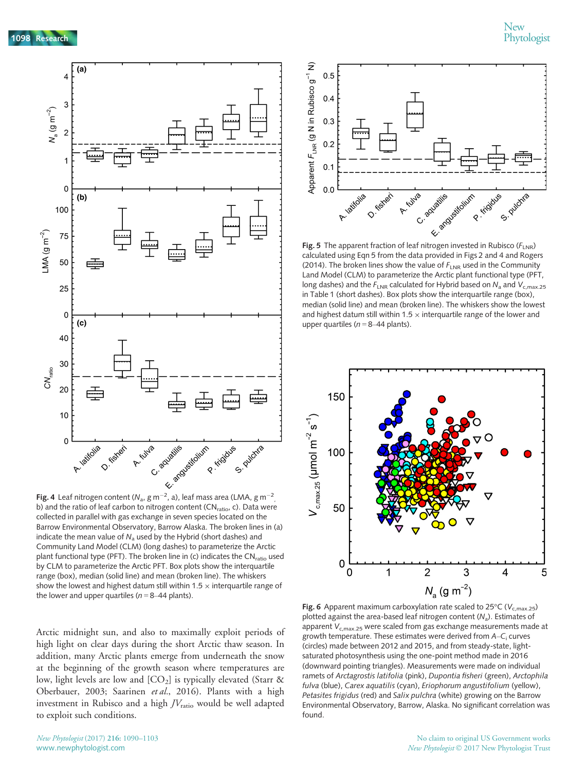Fig. 4 Leaf nitrogen content ($N_a$, g m$^{-2}$, a), leaf mass area (LMA, g m$^{-2}$, b) and the ratio of leaf carbon to nitrogen content ($CN_{ratio}$, c). Data were collected in parallel with gas exchange in seven species located on the Barrow Environmental Observatory, Barrow Alaska. The broken lines in (a) indicate the mean value of $N_a$ used by the Hybrid (short dashes) and Community Land Model (CLM) (long dashes) to parameterize the Arctic plant functional type (PFT). The broken line in (c) indicates the $CN_{ratio}$ used by CLM to parameterize the Arctic PFT. Box plots show the interquartile range (box), median (solid line) and mean (broken line). The whiskers show the lowest and highest datum still within 1.5 × interquartile range of the lower and upper quartiles ($n$ = 8–44 plants).

Arctic midnight sun, and also to maximally exploit periods of high light on clear days during the short Arctic thaw season. In addition, many Arctic plants emerge from underneath the snow at the beginning of the growth season where temperatures are low, light levels are low and [$CO_2$] is typically elevated (Starr & Oberbauer, 2003; Saarinen *et al.*, 2016). Plants with a high investment in Rubisco and a high $JV_{ratio}$ would be well adapted to exploit such conditions.

Fig. 5 The apparent fraction of leaf nitrogen invested in Rubisco ($F_{LNR}$) calculated using Eqn 5 from the data provided in Figs 2 and 4 and Rogers (2014). The broken lines show the value of $F_{LNR}$ used in the Community Land Model (CLM) to parameterize the Arctic plant functional type (PFT, long dashes) and the $F_{LNR}$ calculated for Hybrid based on $N_a$ and $V_{c,max.25}$ in Table 1 (short dashes). Box plots show the interquartile range (box), median (solid line) and mean (broken line). The whiskers show the lowest and highest datum still within 1.5 × interquartile range of the lower and upper quartiles ($n$ = 8–44 plants).

Fig. 6 Apparent maximum carboxylation rate scaled to 25°C ($V_{c,max.25}$) plotted against the area-based leaf nitrogen content ($N_a$). Estimates of apparent $V_{c,max.25}$ were scaled from gas exchange measurements made at growth temperature. These estimates were derived from $A$–$C_i$ curves (circles) made between 2012 and 2015, and from steady-state, light-saturated photosynthesis using the one-point method made in 2016 (downward pointing triangles). Measurements were made on individual ramets of *Arctagrostis latifolia* (pink), *Dupontia fisheri* (green), *Arctophila fulva* (blue), *Carex aquatilis* (cyan), *Eriophorum angustifolium* (yellow), *Petasites frigidus* (red) and *Salix pulchra* (white) growing on the Barrow Environmental Observatory, Barrow, Alaska. No significant correlation was found.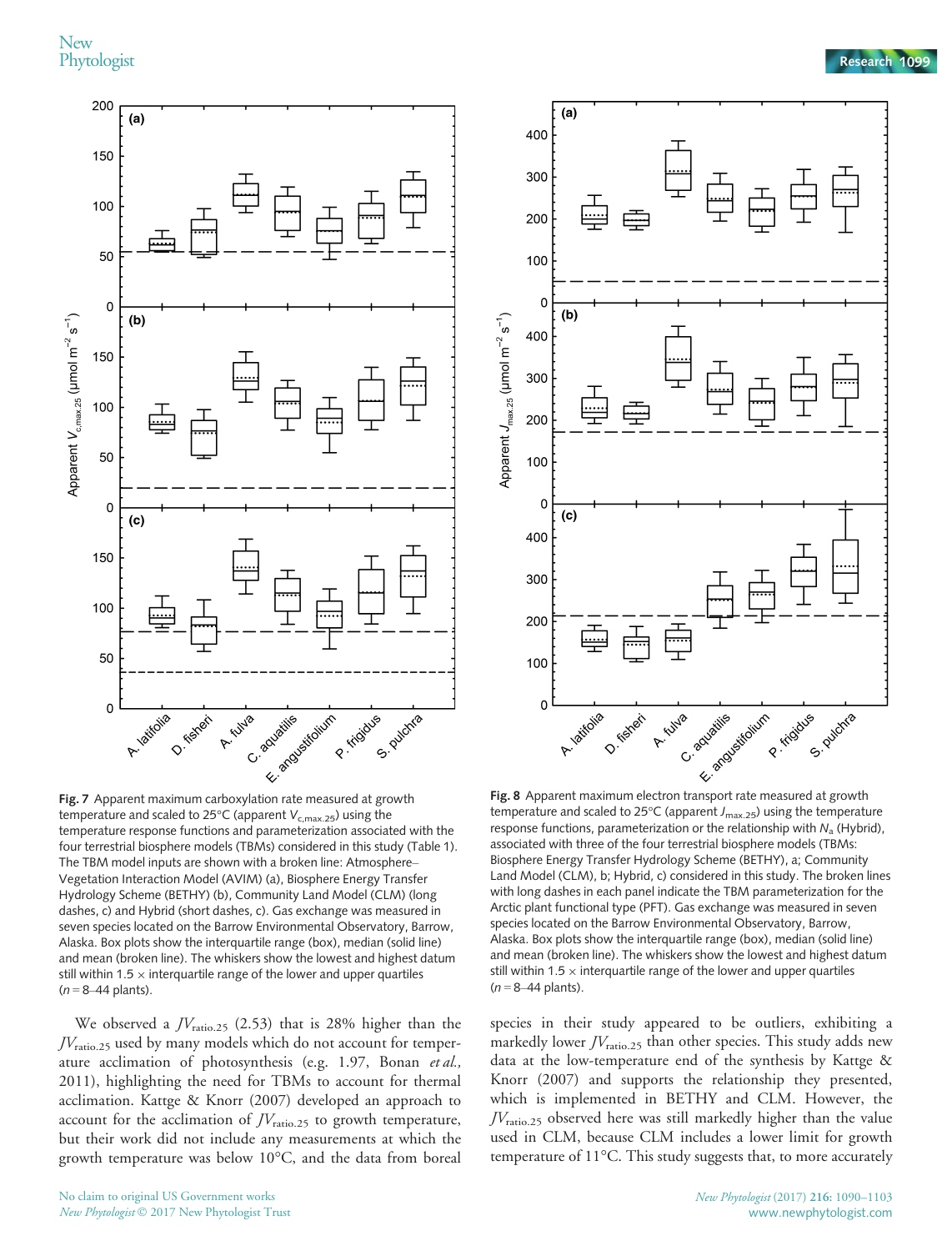**Fig. 7** Apparent maximum carboxylation rate measured at growth temperature and scaled to 25°C (apparent $V_{c,max.25}$) using the temperature response functions and parameterization associated with the four terrestrial biosphere models (TBMs) considered in this study (Table 1). The TBM model inputs are shown with a broken line: Atmosphere–Vegetation Interaction Model (AVIM) (a), Biosphere Energy Transfer Hydrology Scheme (BETHY) (b), Community Land Model (CLM) (long dashes, c) and Hybrid (short dashes, c). Gas exchange was measured in seven species located on the Barrow Environmental Observatory, Barrow, Alaska. Box plots show the interquartile range (box), median (solid line) and mean (broken line). The whiskers show the lowest and highest datum still within 1.5 × interquartile range of the lower and upper quartiles ($n$ = 8–44 plants).

**Fig. 8** Apparent maximum electron transport rate measured at growth temperature and scaled to 25°C (apparent $J_{max.25}$) using the temperature response functions, parameterization or the relationship with $N_a$ (Hybrid), associated with three of the four terrestrial biosphere models (TBMs: Biosphere Energy Transfer Hydrology Scheme (BETHY), a; Community Land Model (CLM), b; Hybrid, c) considered in this study. The broken lines with long dashes in each panel indicate the TBM parameterization for the Arctic plant functional type (PFT). Gas exchange was measured in seven species located on the Barrow Environmental Observatory, Barrow, Alaska. Box plots show the interquartile range (box), median (solid line) and mean (broken line). The whiskers show the lowest and highest datum still within 1.5 × interquartile range of the lower and upper quartiles ($n$ = 8–44 plants).

We observed a $JV_{ratio.25}$ (2.53) that is 28% higher than the $JV_{ratio.25}$ used by many models which do not account for temperature acclimation of photosynthesis (e.g. 1.97, Bonan *et al.*, 2011), highlighting the need for TBMs to account for thermal acclimation. Kattge & Knorr (2007) developed an approach to account for the acclimation of $JV_{ratio.25}$ to growth temperature, but their work did not include any measurements at which the growth temperature was below 10°C, and the data from boreal species in their study appeared to be outliers, exhibiting a markedly lower $JV_{ratio.25}$ than other species. This study adds new data at the low-temperature end of the synthesis by Kattge & Knorr (2007) and supports the relationship they presented, which is implemented in BETHY and CLM. However, the $JV_{ratio.25}$ observed here was still markedly higher than the value used in CLM, because CLM includes a lower limit for growth temperature of 11°C. This study suggests that, to more accurately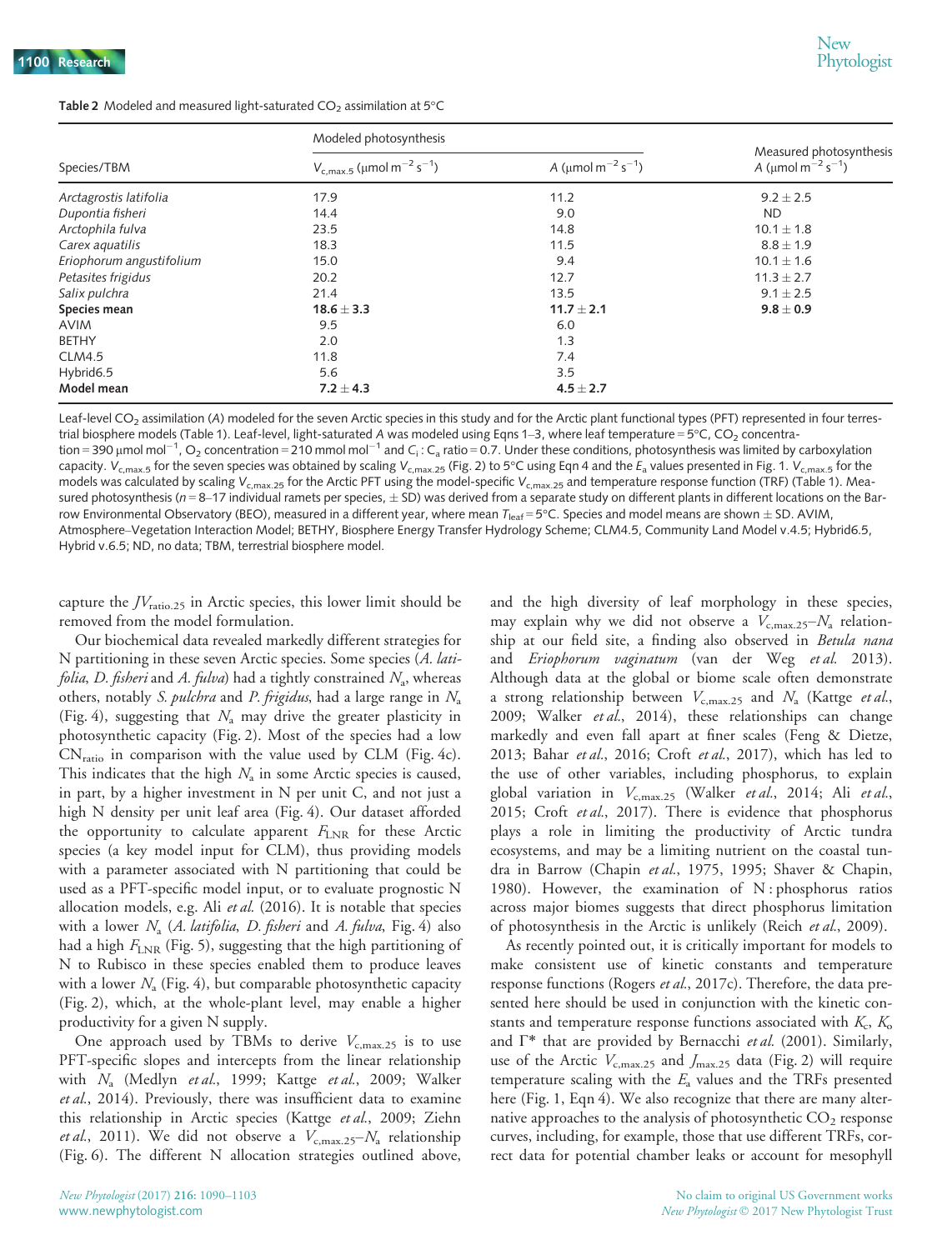**Table 2** Modeled and measured light-saturated $CO_2$ assimilation at 5°C

| Species/TBM | Modeled photosynthesis | | Measured photosynthesis |
|---|---|---|---|
| | $V_{c,max.5}$ ($\mu$mol m$^{-2}$ s$^{-1}$) | $A$ ($\mu$mol m$^{-2}$ s$^{-1}$) | $A$ ($\mu$mol m$^{-2}$ s$^{-1}$) |
| *Arctagrostis latifolia* | 17.9 | 11.2 | 9.2 ± 2.5 |
| *Dupontia fisheri* | 14.4 | 9.0 | ND |
| *Arctophila fulva* | 23.5 | 14.8 | 10.1 ± 1.8 |
| *Carex aquatilis* | 18.3 | 11.5 | 8.8 ± 1.9 |
| *Eriophorum angustifolium* | 15.0 | 9.4 | 10.1 ± 1.6 |
| *Petasites frigidus* | 20.2 | 12.7 | 11.3 ± 2.7 |
| *Salix pulchra* | 21.4 | 13.5 | 9.1 ± 2.5 |
| **Species mean** | **18.6 ± 3.3** | **11.7 ± 2.1** | **9.8 ± 0.9** |
| AVIM | 9.5 | 6.0 | |
| BETHY | 2.0 | 1.3 | |
| CLM4.5 | 11.8 | 7.4 | |
| Hybrid6.5 | 5.6 | 3.5 | |
| **Model mean** | **7.2 ± 4.3** | **4.5 ± 2.7** | |

Leaf-level $CO_2$ assimilation ($A$) modeled for the seven Arctic species in this study and for the Arctic plant functional types (PFT) represented in four terrestrial biosphere models (Table 1). Leaf-level, light-saturated $A$ was modeled using Eqns 1–3, where leaf temperature = 5°C, $CO_2$ concentration = 390 $\mu$mol mol$^{-1}$, $O_2$ concentration = 210 mmol mol$^{-1}$ and $C_i : C_a$ ratio = 0.7. Under these conditions, photosynthesis was limited by carboxylation capacity. $V_{c,max.5}$ for the seven species was obtained by scaling $V_{c,max.25}$ (Fig. 2) to 5°C using Eqn 4 and the $E_a$ values presented in Fig. 1. $V_{c,max.5}$ for the models was calculated by scaling $V_{c,max.25}$ for the Arctic PFT using the model-specific $V_{c,max.25}$ and temperature response function (TRF) (Table 1). Measured photosynthesis ($n$ = 8–17 individual ramets per species, ± SD) was derived from a separate study on different plants in different locations on the Barrow Environmental Observatory (BEO), measured in a different year, where mean $T_{leaf}$ = 5°C. Species and model means are shown ± SD. AVIM, Atmosphere–Vegetation Interaction Model; BETHY, Biosphere Energy Transfer Hydrology Scheme; CLM4.5, Community Land Model v.4.5; Hybrid6.5, Hybrid v.6.5; ND, no data; TBM, terrestrial biosphere model.

capture the $JV_{ratio.25}$ in Arctic species, this lower limit should be removed from the model formulation.

Our biochemical data revealed markedly different strategies for N partitioning in these seven Arctic species. Some species (*A. latifolia*, *D. fisheri* and *A. fulva*) had a tightly constrained $N_a$, whereas others, notably *S. pulchra* and *P. frigidus*, had a large range in $N_a$ (Fig. 4), suggesting that $N_a$ may drive the greater plasticity in photosynthetic capacity (Fig. 2). Most of the species had a low $CN_{ratio}$ in comparison with the value used by CLM (Fig. 4c). This indicates that the high $N_a$ in some Arctic species is caused, in part, by a higher investment in N per unit C, and not just a high N density per unit leaf area (Fig. 4). Our dataset afforded the opportunity to calculate apparent $F_{LNR}$ for these Arctic species (a key model input for CLM), thus providing models with a parameter associated with N partitioning that could be used as a PFT-specific model input, or to evaluate prognostic N allocation models, e.g. Ali *et al.* (2016). It is notable that species with a lower $N_a$ (*A. latifolia*, *D. fisheri* and *A. fulva*, Fig. 4) also had a high $F_{LNR}$ (Fig. 5), suggesting that the high partitioning of N to Rubisco in these species enabled them to produce leaves with a lower $N_a$ (Fig. 4), but comparable photosynthetic capacity (Fig. 2), which, at the whole-plant level, may enable a higher productivity for a given N supply.

One approach used by TBMs to derive $V_{c,max.25}$ is to use PFT-specific slopes and intercepts from the linear relationship with $N_a$ (Medlyn *et al.*, 1999; Kattge *et al.*, 2009; Walker *et al.*, 2014). Previously, there was insufficient data to examine this relationship in Arctic species (Kattge *et al.*, 2009; Ziehn *et al.*, 2011). We did not observe a $V_{c,max.25}$–$N_a$ relationship (Fig. 6). The different N allocation strategies outlined above, and the high diversity of leaf morphology in these species, may explain why we did not observe a $V_{c,max.25}$–$N_a$ relationship at our field site, a finding also observed in *Betula nana* and *Eriophorum vaginatum* (van der Weg *et al.* 2013). Although data at the global or biome scale often demonstrate a strong relationship between $V_{c,max.25}$ and $N_a$ (Kattge *et al.*, 2009; Walker *et al.*, 2014), these relationships can change markedly and even fall apart at finer scales (Feng & Dietze, 2013; Bahar *et al.*, 2016; Croft *et al.*, 2017), which has led to the use of other variables, including phosphorus, to explain global variation in $V_{c,max.25}$ (Walker *et al.*, 2014; Ali *et al.*, 2015; Croft *et al.*, 2017). There is evidence that phosphorus plays a role in limiting the productivity of Arctic tundra ecosystems, and may be a limiting nutrient on the coastal tundra in Barrow (Chapin *et al.*, 1975, 1995; Shaver & Chapin, 1980). However, the examination of N : phosphorus ratios across major biomes suggests that direct phosphorus limitation of photosynthesis in the Arctic is unlikely (Reich *et al.*, 2009).

As recently pointed out, it is critically important for models to make consistent use of kinetic constants and temperature response functions (Rogers *et al.*, 2017c). Therefore, the data presented here should be used in conjunction with the kinetic constants and temperature response functions associated with $K_c$, $K_o$ and $\Gamma^*$ that are provided by Bernacchi *et al.* (2001). Similarly, use of the Arctic $V_{c,max.25}$ and $J_{max.25}$ data (Fig. 2) will require temperature scaling with the $E_a$ values and the TRFs presented here (Fig. 1, Eqn 4). We also recognize that there are many alternative approaches to the analysis of photosynthetic $CO_2$ response curves, including, for example, those that use different TRFs, correct data for potential chamber leaks or account for mesophyll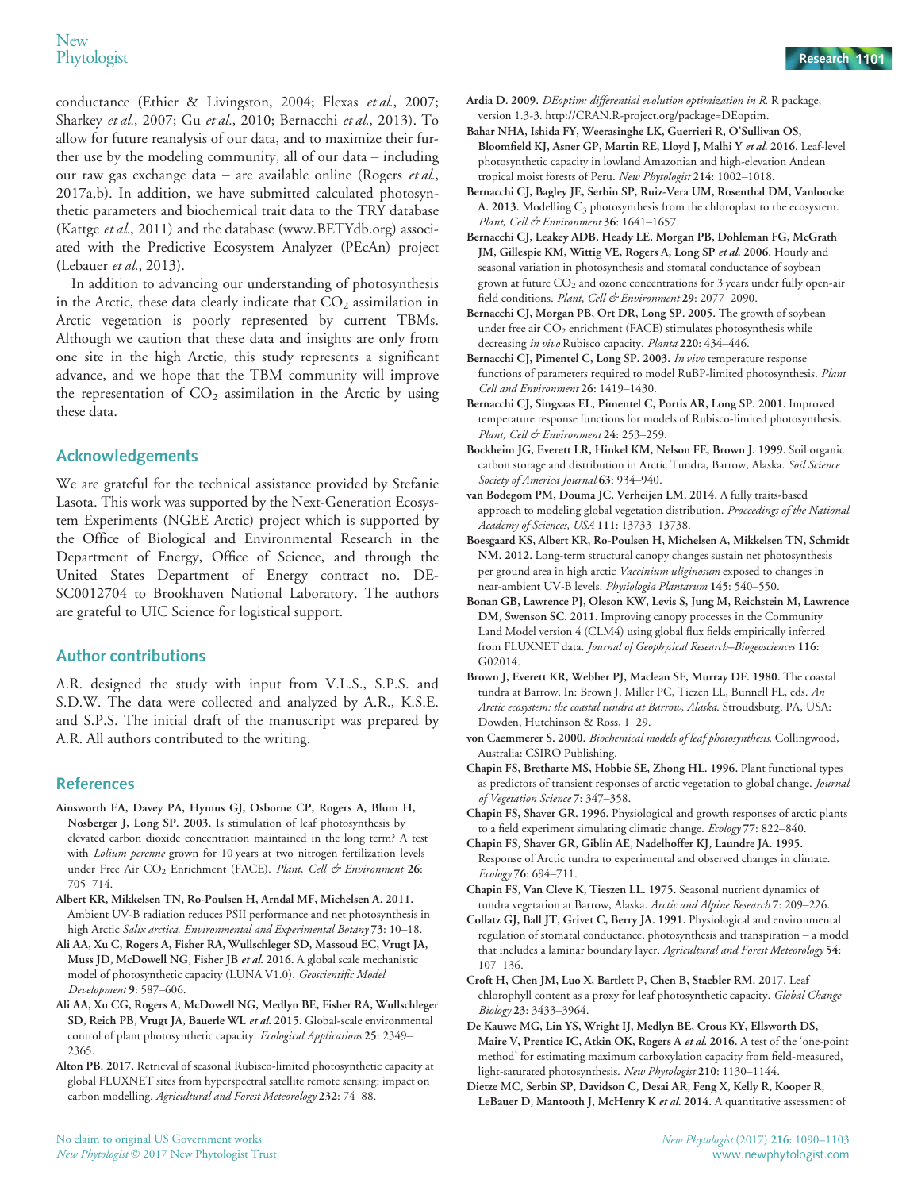conductance (Ethier & Livingston, 2004; Flexas *et al.*, 2007; Sharkey *et al.*, 2007; Gu *et al.*, 2010; Bernacchi *et al.*, 2013). To allow for future reanalysis of our data, and to maximize their further use by the modeling community, all of our data – including our raw gas exchange data – are available online (Rogers *et al.*, 2017a,b). In addition, we have submitted calculated photosynthetic parameters and biochemical trait data to the TRY database (Kattge *et al.*, 2011) and the database (www.BETYdb.org) associated with the Predictive Ecosystem Analyzer (PEcAn) project (Lebauer *et al.*, 2013).

In addition to advancing our understanding of photosynthesis in the Arctic, these data clearly indicate that $CO_2$ assimilation in Arctic vegetation is poorly represented by current TBMs. Although we caution that these data and insights are only from one site in the high Arctic, this study represents a significant advance, and we hope that the TBM community will improve the representation of $CO_2$ assimilation in the Arctic by using these data.

## Acknowledgements

We are grateful for the technical assistance provided by Stefanie Lasota. This work was supported by the Next-Generation Ecosystem Experiments (NGEE Arctic) project which is supported by the Office of Biological and Environmental Research in the Department of Energy, Office of Science, and through the United States Department of Energy contract no. DE-SC0012704 to Brookhaven National Laboratory. The authors are grateful to UIC Science for logistical support.

## Author contributions

A.R. designed the study with input from V.L.S., S.P.S. and S.D.W. The data were collected and analyzed by A.R., K.S.E. and S.P.S. The initial draft of the manuscript was prepared by A.R. All authors contributed to the writing.

## References

**Ainsworth EA, Davey PA, Hymus GJ, Osborne CP, Rogers A, Blum H, Nosberger J, Long SP. 2003.** Is stimulation of leaf photosynthesis by elevated carbon dioxide concentration maintained in the long term? A test with *Lolium perenne* grown for 10 years at two nitrogen fertilization levels under Free Air $CO_2$ Enrichment (FACE). *Plant, Cell & Environment* **26**: 705–714.

**Albert KR, Mikkelsen TN, Ro-Poulsen H, Arndal MF, Michelsen A. 2011.** Ambient UV-B radiation reduces PSII performance and net photosynthesis in high Arctic *Salix arctica*. *Environmental and Experimental Botany* **73**: 10–18.

**Ali AA, Xu C, Rogers A, Fisher RA, Wullschleger SD, Massoud EC, Vrugt JA, Muss JD, McDowell NG, Fisher JB *et al.* 2016.** A global scale mechanistic model of photosynthetic capacity (LUNA V1.0). *Geoscientific Model Development* **9**: 587–606.

**Ali AA, Xu CG, Rogers A, McDowell NG, Medlyn BE, Fisher RA, Wullschleger SD, Reich PB, Vrugt JA, Bauerle WL *et al.* 2015.** Global-scale environmental control of plant photosynthetic capacity. *Ecological Applications* **25**: 2349–2365.

**Alton PB. 2017.** Retrieval of seasonal Rubisco-limited photosynthetic capacity at global FLUXNET sites from hyperspectral satellite remote sensing: impact on carbon modelling. *Agricultural and Forest Meteorology* **232**: 74–88.

**Ardia D. 2009.** *DEoptim: differential evolution optimization in R*. R package, version 1.3-3. http://CRAN.R-project.org/package=DEoptim.

**Bahar NHA, Ishida FY, Weerasinghe LK, Guerrieri R, O'Sullivan OS, Bloomfield KJ, Asner GP, Martin RE, Lloyd J, Malhi Y *et al.* 2016.** Leaf-level photosynthetic capacity in lowland Amazonian and high-elevation Andean tropical moist forests of Peru. *New Phytologist* **214**: 1002–1018.

**Bernacchi CJ, Bagley JE, Serbin SP, Ruiz-Vera UM, Rosenthal DM, Vanloocke A. 2013.** Modelling $C_3$ photosynthesis from the chloroplast to the ecosystem. *Plant, Cell & Environment* **36**: 1641–1657.

**Bernacchi CJ, Leakey ADB, Heady LE, Morgan PB, Dohleman FG, McGrath JM, Gillespie KM, Wittig VE, Rogers A, Long SP *et al.* 2006.** Hourly and seasonal variation in photosynthesis and stomatal conductance of soybean grown at future $CO_2$ and ozone concentrations for 3 years under fully open-air field conditions. *Plant, Cell & Environment* **29**: 2077–2090.

**Bernacchi CJ, Morgan PB, Ort DR, Long SP. 2005.** The growth of soybean under free air $CO_2$ enrichment (FACE) stimulates photosynthesis while decreasing *in vivo* Rubisco capacity. *Planta* **220**: 434–446.

**Bernacchi CJ, Pimentel C, Long SP. 2003.** *In vivo* temperature response functions of parameters required to model RuBP-limited photosynthesis. *Plant Cell and Environment* **26**: 1419–1430.

**Bernacchi CJ, Singsaas EL, Pimentel C, Portis AR, Long SP. 2001.** Improved temperature response functions for models of Rubisco-limited photosynthesis. *Plant, Cell & Environment* **24**: 253–259.

**Bockheim JG, Everett LR, Hinkel KM, Nelson FE, Brown J. 1999.** Soil organic carbon storage and distribution in Arctic Tundra, Barrow, Alaska. *Soil Science Society of America Journal* **63**: 934–940.

**van Bodegom PM, Douma JC, Verheijen LM. 2014.** A fully traits-based approach to modeling global vegetation distribution. *Proceedings of the National Academy of Sciences, USA* **111**: 13733–13738.

**Boesgaard KS, Albert KR, Ro-Poulsen H, Michelsen A, Mikkelsen TN, Schmidt NM. 2012.** Long-term structural canopy changes sustain net photosynthesis per ground area in high arctic *Vaccinium uliginosum* exposed to changes in near-ambient UV-B levels. *Physiologia Plantarum* **145**: 540–550.

**Bonan GB, Lawrence PJ, Oleson KW, Levis S, Jung M, Reichstein M, Lawrence DM, Swenson SC. 2011.** Improving canopy processes in the Community Land Model version 4 (CLM4) using global flux fields empirically inferred from FLUXNET data. *Journal of Geophysical Research–Biogeosciences* **116**: G02014.

**Brown J, Everett KR, Webber PJ, Maclean SF, Murray DF. 1980.** The coastal tundra at Barrow. In: Brown J, Miller PC, Tiezen LL, Bunnell FL, eds. *An Arctic ecosystem: the coastal tundra at Barrow, Alaska*. Stroudsburg, PA, USA: Dowden, Hutchinson & Ross, 1–29.

**von Caemmerer S. 2000.** *Biochemical models of leaf photosynthesis*. Collingwood, Australia: CSIRO Publishing.

**Chapin FS, Bretharte MS, Hobbie SE, Zhong HL. 1996.** Plant functional types as predictors of transient responses of arctic vegetation to global change. *Journal of Vegetation Science* **7**: 347–358.

**Chapin FS, Shaver GR. 1996.** Physiological and growth responses of arctic plants to a field experiment simulating climatic change. *Ecology* **77**: 822–840.

**Chapin FS, Shaver GR, Giblin AE, Nadelhoffer KJ, Laundre JA. 1995.** Response of Arctic tundra to experimental and observed changes in climate. *Ecology* **76**: 694–711.

**Chapin FS, Van Cleve K, Tieszen LL. 1975.** Seasonal nutrient dynamics of tundra vegetation at Barrow, Alaska. *Arctic and Alpine Research* **7**: 209–226.

**Collatz GJ, Ball JT, Grivet C, Berry JA. 1991.** Physiological and environmental regulation of stomatal conductance, photosynthesis and transpiration – a model that includes a laminar boundary layer. *Agricultural and Forest Meteorology* **54**: 107–136.

**Croft H, Chen JM, Luo X, Bartlett P, Chen B, Staebler RM. 2017.** Leaf chlorophyll content as a proxy for leaf photosynthetic capacity. *Global Change Biology* **23**: 3433–3964.

**De Kauwe MG, Lin YS, Wright IJ, Medlyn BE, Crous KY, Ellsworth DS, Maire V, Prentice IC, Atkin OK, Rogers A *et al.* 2016.** A test of the 'one-point method' for estimating maximum carboxylation capacity from field-measured, light-saturated photosynthesis. *New Phytologist* **210**: 1130–1144.

**Dietze MC, Serbin SP, Davidson C, Desai AR, Feng X, Kelly R, Kooper R, LeBauer D, Mantooth J, McHenry K *et al.* 2014.** A quantitative assessment of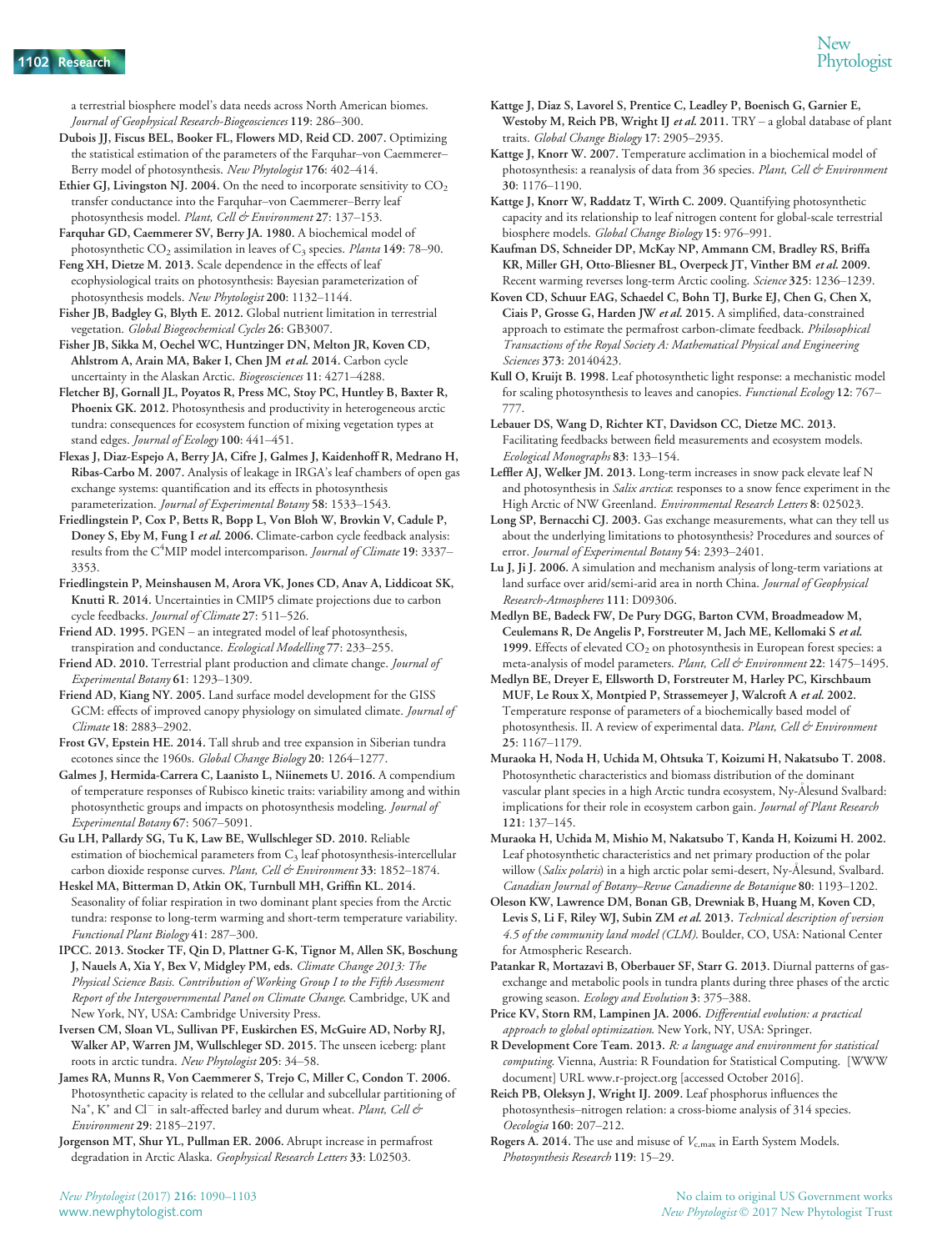a terrestrial biosphere model's data needs across North American biomes. *Journal of Geophysical Research-Biogeosciences* 119: 286–300.

**Dubois JJ, Fiscus BEL, Booker FL, Flowers MD, Reid CD. 2007.** Optimizing the statistical estimation of the parameters of the Farquhar–von Caemmerer–Berry model of photosynthesis. *New Phytologist* 176: 402–414.

**Ethier GJ, Livingston NJ. 2004.** On the need to incorporate sensitivity to $CO_2$ transfer conductance into the Farquhar–von Caemmerer–Berry leaf photosynthesis model. *Plant, Cell & Environment* 27: 137–153.

**Farquhar GD, Caemmerer SV, Berry JA. 1980.** A biochemical model of photosynthetic $CO_2$ assimilation in leaves of $C_3$ species. *Planta* 149: 78–90.

**Feng XH, Dietze M. 2013.** Scale dependence in the effects of leaf ecophysiological traits on photosynthesis: Bayesian parameterization of photosynthesis models. *New Phytologist* 200: 1132–1144.

**Fisher JB, Badgley G, Blyth E. 2012.** Global nutrient limitation in terrestrial vegetation. *Global Biogeochemical Cycles* 26: GB3007.

**Fisher JB, Sikka M, Oechel WC, Huntzinger DN, Melton JR, Koven CD, Ahlstrom A, Arain MA, Baker I, Chen JM *et al.* 2014.** Carbon cycle uncertainty in the Alaskan Arctic. *Biogeosciences* 11: 4271–4288.

**Fletcher BJ, Gornall JL, Poyatos R, Press MC, Stoy PC, Huntley B, Baxter R, Phoenix GK. 2012.** Photosynthesis and productivity in heterogeneous arctic tundra: consequences for ecosystem function of mixing vegetation types at stand edges. *Journal of Ecology* 100: 441–451.

**Flexas J, Diaz-Espejo A, Berry JA, Cifre J, Galmes J, Kaidenhoff R, Medrano H, Ribas-Carbo M. 2007.** Analysis of leakage in IRGA's leaf chambers of open gas exchange systems: quantification and its effects in photosynthesis parameterization. *Journal of Experimental Botany* 58: 1533–1543.

**Friedlingstein P, Cox P, Betts R, Bopp L, Von Bloh W, Brovkin V, Cadule P, Doney S, Eby M, Fung I *et al.* 2006.** Climate-carbon cycle feedback analysis: results from the $C^4$MIP model intercomparison. *Journal of Climate* 19: 3337–3353.

**Friedlingstein P, Meinshausen M, Arora VK, Jones CD, Anav A, Liddicoat SK, Knutti R. 2014.** Uncertainties in CMIP5 climate projections due to carbon cycle feedbacks. *Journal of Climate* 27: 511–526.

**Friend AD. 1995.** PGEN – an integrated model of leaf photosynthesis, transpiration and conductance. *Ecological Modelling* 77: 233–255.

**Friend AD. 2010.** Terrestrial plant production and climate change. *Journal of Experimental Botany* 61: 1293–1309.

**Friend AD, Kiang NY. 2005.** Land surface model development for the GISS GCM: effects of improved canopy physiology on simulated climate. *Journal of Climate* 18: 2883–2902.

**Frost GV, Epstein HE. 2014.** Tall shrub and tree expansion in Siberian tundra ecotones since the 1960s. *Global Change Biology* 20: 1264–1277.

**Galmes J, Hermida-Carrera C, Laanisto L, Niinemets U. 2016.** A compendium of temperature responses of Rubisco kinetic traits: variability among and within photosynthetic groups and impacts on photosynthesis modeling. *Journal of Experimental Botany* 67: 5067–5091.

**Gu LH, Pallardy SG, Tu K, Law BE, Wullschleger SD. 2010.** Reliable estimation of biochemical parameters from $C_3$ leaf photosynthesis-intercellular carbon dioxide response curves. *Plant, Cell & Environment* 33: 1852–1874.

**Heskel MA, Bitterman D, Atkin OK, Turnbull MH, Griffin KL. 2014.** Seasonality of foliar respiration in two dominant plant species from the Arctic tundra: response to long-term warming and short-term temperature variability. *Functional Plant Biology* 41: 287–300.

**IPCC. 2013.** Stocker TF, Qin D, Plattner G-K, Tignor M, Allen SK, Boschung J, Nauels A, Xia Y, Bex V, Midgley PM, eds. *Climate Change 2013: The Physical Science Basis. Contribution of Working Group I to the Fifth Assessment Report of the Intergovernmental Panel on Climate Change.* Cambridge, UK and New York, NY, USA: Cambridge University Press.

**Iversen CM, Sloan VL, Sullivan PF, Euskirchen ES, McGuire AD, Norby RJ, Walker AP, Warren JM, Wullschleger SD. 2015.** The unseen iceberg: plant roots in arctic tundra. *New Phytologist* 205: 34–58.

**James RA, Munns R, Von Caemmerer S, Trejo C, Miller C, Condon T. 2006.** Photosynthetic capacity is related to the cellular and subcellular partitioning of $Na^+$, $K^+$ and $Cl^-$ in salt-affected barley and durum wheat. *Plant, Cell & Environment* 29: 2185–2197.

**Jorgenson MT, Shur YL, Pullman ER. 2006.** Abrupt increase in permafrost degradation in Arctic Alaska. *Geophysical Research Letters* 33: L02503.

**Kattge J, Diaz S, Lavorel S, Prentice C, Leadley P, Boenisch G, Garnier E, Westoby M, Reich PB, Wright IJ *et al.* 2011.** TRY – a global database of plant traits. *Global Change Biology* 17: 2905–2935.

**Kattge J, Knorr W. 2007.** Temperature acclimation in a biochemical model of photosynthesis: a reanalysis of data from 36 species. *Plant, Cell & Environment* 30: 1176–1190.

**Kattge J, Knorr W, Raddatz T, Wirth C. 2009.** Quantifying photosynthetic capacity and its relationship to leaf nitrogen content for global-scale terrestrial biosphere models. *Global Change Biology* 15: 976–991.

**Kaufman DS, Schneider DP, McKay NP, Ammann CM, Bradley RS, Briffa KR, Miller GH, Otto-Bliesner BL, Overpeck JT, Vinther BM *et al.* 2009.** Recent warming reverses long-term Arctic cooling. *Science* 325: 1236–1239.

**Koven CD, Schuur EAG, Schaedel C, Bohn TJ, Burke EJ, Chen G, Chen X, Ciais P, Grosse G, Harden JW *et al.* 2015.** A simplified, data-constrained approach to estimate the permafrost carbon-climate feedback. *Philosophical Transactions of the Royal Society A: Mathematical Physical and Engineering Sciences* 373: 20140423.

**Kull O, Kruijt B. 1998.** Leaf photosynthetic light response: a mechanistic model for scaling photosynthesis to leaves and canopies. *Functional Ecology* 12: 767–777.

**Lebauer DS, Wang D, Richter KT, Davidson CC, Dietze MC. 2013.** Facilitating feedbacks between field measurements and ecosystem models. *Ecological Monographs* 83: 133–154.

**Leffler AJ, Welker JM. 2013.** Long-term increases in snow pack elevate leaf N and photosynthesis in *Salix arctica*: responses to a snow fence experiment in the High Arctic of NW Greenland. *Environmental Research Letters* 8: 025023.

**Long SP, Bernacchi CJ. 2003.** Gas exchange measurements, what can they tell us about the underlying limitations to photosynthesis? Procedures and sources of error. *Journal of Experimental Botany* 54: 2393–2401.

**Lu J, Ji J. 2006.** A simulation and mechanism analysis of long-term variations at land surface over arid/semi-arid area in north China. *Journal of Geophysical Research-Atmospheres* 111: D09306.

**Medlyn BE, Badeck FW, De Pury DGG, Barton CVM, Broadmeadow M, Ceulemans R, De Angelis P, Forstreuter M, Jach ME, Kellomaki S *et al.* 1999.** Effects of elevated $CO_2$ on photosynthesis in European forest species: a meta-analysis of model parameters. *Plant, Cell & Environment* 22: 1475–1495.

**Medlyn BE, Dreyer E, Ellsworth D, Forstreuter M, Harley PC, Kirschbaum MUF, Le Roux X, Montpied P, Strassemeyer J, Walcroft A *et al.* 2002.** Temperature response of parameters of a biochemically based model of photosynthesis. II. A review of experimental data. *Plant, Cell & Environment* 25: 1167–1179.

**Muraoka H, Noda H, Uchida M, Ohtsuka T, Koizumi H, Nakatsubo T. 2008.** Photosynthetic characteristics and biomass distribution of the dominant vascular plant species in a high Arctic tundra ecosystem, Ny-Ålesund Svalbard: implications for their role in ecosystem carbon gain. *Journal of Plant Research* 121: 137–145.

**Muraoka H, Uchida M, Mishio M, Nakatsubo T, Kanda H, Koizumi H. 2002.** Leaf photosynthetic characteristics and net primary production of the polar willow (*Salix polaris*) in a high arctic polar semi-desert, Ny-Ålesund, Svalbard. *Canadian Journal of Botany–Revue Canadienne de Botanique* 80: 1193–1202.

**Oleson KW, Lawrence DM, Bonan GB, Drewniak B, Huang M, Koven CD, Levis S, Li F, Riley WJ, Subin ZM *et al.* 2013.** *Technical description of version 4.5 of the community land model (CLM).* Boulder, CO, USA: National Center for Atmospheric Research.

**Patankar R, Mortazavi B, Oberbauer SF, Starr G. 2013.** Diurnal patterns of gas-exchange and metabolic pools in tundra plants during three phases of the arctic growing season. *Ecology and Evolution* 3: 375–388.

**Price KV, Storn RM, Lampinen JA. 2006.** *Differential evolution: a practical approach to global optimization.* New York, NY, USA: Springer.

**R Development Core Team. 2013.** *R: a language and environment for statistical computing.* Vienna, Austria: R Foundation for Statistical Computing. [WWW document] URL www.r-project.org [accessed October 2016].

**Reich PB, Oleksyn J, Wright IJ. 2009.** Leaf phosphorus influences the photosynthesis–nitrogen relation: a cross-biome analysis of 314 species. *Oecologia* 160: 207–212.

**Rogers A. 2014.** The use and misuse of $V_{c,max}$ in Earth System Models. *Photosynthesis Research* 119: 15–29.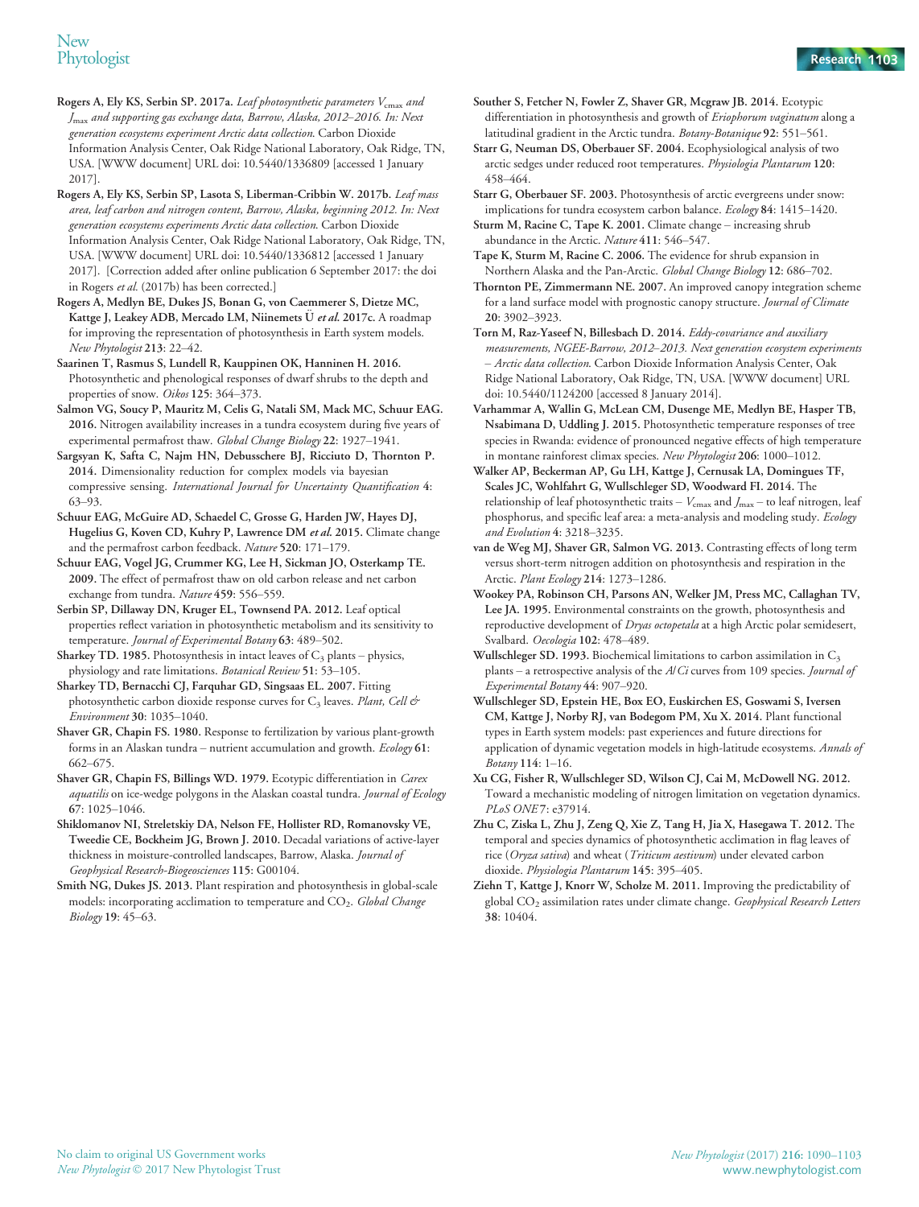**Rogers A, Ely KS, Serbin SP. 2017a.** *Leaf photosynthetic parameters $V_{cmax}$ and $J_{max}$ and supporting gas exchange data, Barrow, Alaska, 2012–2016. In: Next generation ecosystems experiment Arctic data collection.* Carbon Dioxide Information Analysis Center, Oak Ridge National Laboratory, Oak Ridge, TN, USA. [WWW document] URL doi: 10.5440/1336809 [accessed 1 January 2017].

**Rogers A, Ely KS, Serbin SP, Lasota S, Liberman-Cribbin W. 2017b.** *Leaf mass area, leaf carbon and nitrogen content, Barrow, Alaska, beginning 2012. In: Next generation ecosystems experiments Arctic data collection.* Carbon Dioxide Information Analysis Center, Oak Ridge National Laboratory, Oak Ridge, TN, USA. [WWW document] URL doi: 10.5440/1336812 [accessed 1 January 2017]. [Correction added after online publication 6 September 2017: the doi in Rogers *et al.* (2017b) has been corrected.]

**Rogers A, Medlyn BE, Dukes JS, Bonan G, von Caemmerer S, Dietze MC, Kattge J, Leakey ADB, Mercado LM, Niinemets Ü *et al.* 2017c.** A roadmap for improving the representation of photosynthesis in Earth system models. *New Phytologist* **213**: 22–42.

**Saarinen T, Rasmus S, Lundell R, Kauppinen OK, Hanninen H. 2016.** Photosynthetic and phenological responses of dwarf shrubs to the depth and properties of snow. *Oikos* **125**: 364–373.

**Salmon VG, Soucy P, Mauritz M, Celis G, Natali SM, Mack MC, Schuur EAG. 2016.** Nitrogen availability increases in a tundra ecosystem during five years of experimental permafrost thaw. *Global Change Biology* **22**: 1927–1941.

**Sargsyan K, Safta C, Najm HN, Debusschere BJ, Ricciuto D, Thornton P. 2014.** Dimensionality reduction for complex models via bayesian compressive sensing. *International Journal for Uncertainty Quantification* **4**: 63–93.

**Schuur EAG, McGuire AD, Schaedel C, Grosse G, Harden JW, Hayes DJ, Hugelius G, Koven CD, Kuhry P, Lawrence DM *et al.* 2015.** Climate change and the permafrost carbon feedback. *Nature* **520**: 171–179.

**Schuur EAG, Vogel JG, Crummer KG, Lee H, Sickman JO, Osterkamp TE. 2009.** The effect of permafrost thaw on old carbon release and net carbon exchange from tundra. *Nature* **459**: 556–559.

**Serbin SP, Dillaway DN, Kruger EL, Townsend PA. 2012.** Leaf optical properties reflect variation in photosynthetic metabolism and its sensitivity to temperature. *Journal of Experimental Botany* **63**: 489–502.

**Sharkey TD. 1985.** Photosynthesis in intact leaves of $C_3$ plants – physics, physiology and rate limitations. *Botanical Review* **51**: 53–105.

**Sharkey TD, Bernacchi CJ, Farquhar GD, Singsaas EL. 2007.** Fitting photosynthetic carbon dioxide response curves for $C_3$ leaves. *Plant, Cell & Environment* **30**: 1035–1040.

**Shaver GR, Chapin FS. 1980.** Response to fertilization by various plant-growth forms in an Alaskan tundra – nutrient accumulation and growth. *Ecology* **61**: 662–675.

**Shaver GR, Chapin FS, Billings WD. 1979.** Ecotypic differentiation in *Carex aquatilis* on ice-wedge polygons in the Alaskan coastal tundra. *Journal of Ecology* **67**: 1025–1046.

**Shiklomanov NI, Streletskiy DA, Nelson FE, Hollister RD, Romanovsky VE, Tweedie CE, Bockheim JG, Brown J. 2010.** Decadal variations of active-layer thickness in moisture-controlled landscapes, Barrow, Alaska. *Journal of Geophysical Research-Biogeosciences* **115**: G00104.

**Smith NG, Dukes JS. 2013.** Plant respiration and photosynthesis in global-scale models: incorporating acclimation to temperature and $CO_2$. *Global Change Biology* **19**: 45–63.

**Souther S, Fetcher N, Fowler Z, Shaver GR, Mcgraw JB. 2014.** Ecotypic differentiation in photosynthesis and growth of *Eriophorum vaginatum* along a latitudinal gradient in the Arctic tundra. *Botany-Botanique* **92**: 551–561.

**Starr G, Neuman DS, Oberbauer SF. 2004.** Ecophysiological analysis of two arctic sedges under reduced root temperatures. *Physiologia Plantarum* **120**: 458–464.

**Starr G, Oberbauer SF. 2003.** Photosynthesis of arctic evergreens under snow: implications for tundra ecosystem carbon balance. *Ecology* **84**: 1415–1420.

**Sturm M, Racine C, Tape K. 2001.** Climate change – increasing shrub abundance in the Arctic. *Nature* **411**: 546–547.

**Tape K, Sturm M, Racine C. 2006.** The evidence for shrub expansion in Northern Alaska and the Pan-Arctic. *Global Change Biology* **12**: 686–702.

**Thornton PE, Zimmermann NE. 2007.** An improved canopy integration scheme for a land surface model with prognostic canopy structure. *Journal of Climate* **20**: 3902–3923.

**Torn M, Raz-Yaseef N, Billesbach D. 2014.** *Eddy-covariance and auxiliary measurements, NGEE-Barrow, 2012–2013. Next generation ecosystem experiments – Arctic data collection.* Carbon Dioxide Information Analysis Center, Oak Ridge National Laboratory, Oak Ridge, TN, USA. [WWW document] URL doi: 10.5440/1124200 [accessed 8 January 2014].

**Varhammar A, Wallin G, McLean CM, Dusenge ME, Medlyn BE, Hasper TB, Nsabimana D, Uddling J. 2015.** Photosynthetic temperature responses of tree species in Rwanda: evidence of pronounced negative effects of high temperature in montane rainforest climax species. *New Phytologist* **206**: 1000–1012.

**Walker AP, Beckerman AP, Gu LH, Kattge J, Cernusak LA, Domingues TF, Scales JC, Wohlfahrt G, Wullschleger SD, Woodward FI. 2014.** The relationship of leaf photosynthetic traits – $V_{cmax}$ and $J_{max}$ – to leaf nitrogen, leaf phosphorus, and specific leaf area: a meta-analysis and modeling study. *Ecology and Evolution* **4**: 3218–3235.

**van de Weg MJ, Shaver GR, Salmon VG. 2013.** Contrasting effects of long term versus short-term nitrogen addition on photosynthesis and respiration in the Arctic. *Plant Ecology* **214**: 1273–1286.

**Wookey PA, Robinson CH, Parsons AN, Welker JM, Press MC, Callaghan TV, Lee JA. 1995.** Environmental constraints on the growth, photosynthesis and reproductive development of *Dryas octopetala* at a high Arctic polar semidesert, Svalbard. *Oecologia* **102**: 478–489.

**Wullschleger SD. 1993.** Biochemical limitations to carbon assimilation in $C_3$ plants – a retrospective analysis of the $A/Ci$ curves from 109 species. *Journal of Experimental Botany* **44**: 907–920.

**Wullschleger SD, Epstein HE, Box EO, Euskirchen ES, Goswami S, Iversen CM, Kattge J, Norby RJ, van Bodegom PM, Xu X. 2014.** Plant functional types in Earth system models: past experiences and future directions for application of dynamic vegetation models in high-latitude ecosystems. *Annals of Botany* **114**: 1–16.

**Xu CG, Fisher R, Wullschleger SD, Wilson CJ, Cai M, McDowell NG. 2012.** Toward a mechanistic modeling of nitrogen limitation on vegetation dynamics. *PLoS ONE* **7**: e37914.

**Zhu C, Ziska L, Zhu J, Zeng Q, Xie Z, Tang H, Jia X, Hasegawa T. 2012.** The temporal and species dynamics of photosynthetic acclimation in flag leaves of rice (*Oryza sativa*) and wheat (*Triticum aestivum*) under elevated carbon dioxide. *Physiologia Plantarum* **145**: 395–405.

**Ziehn T, Kattge J, Knorr W, Scholze M. 2011.** Improving the predictability of global $CO_2$ assimilation rates under climate change. *Geophysical Research Letters* **38**: 10404.